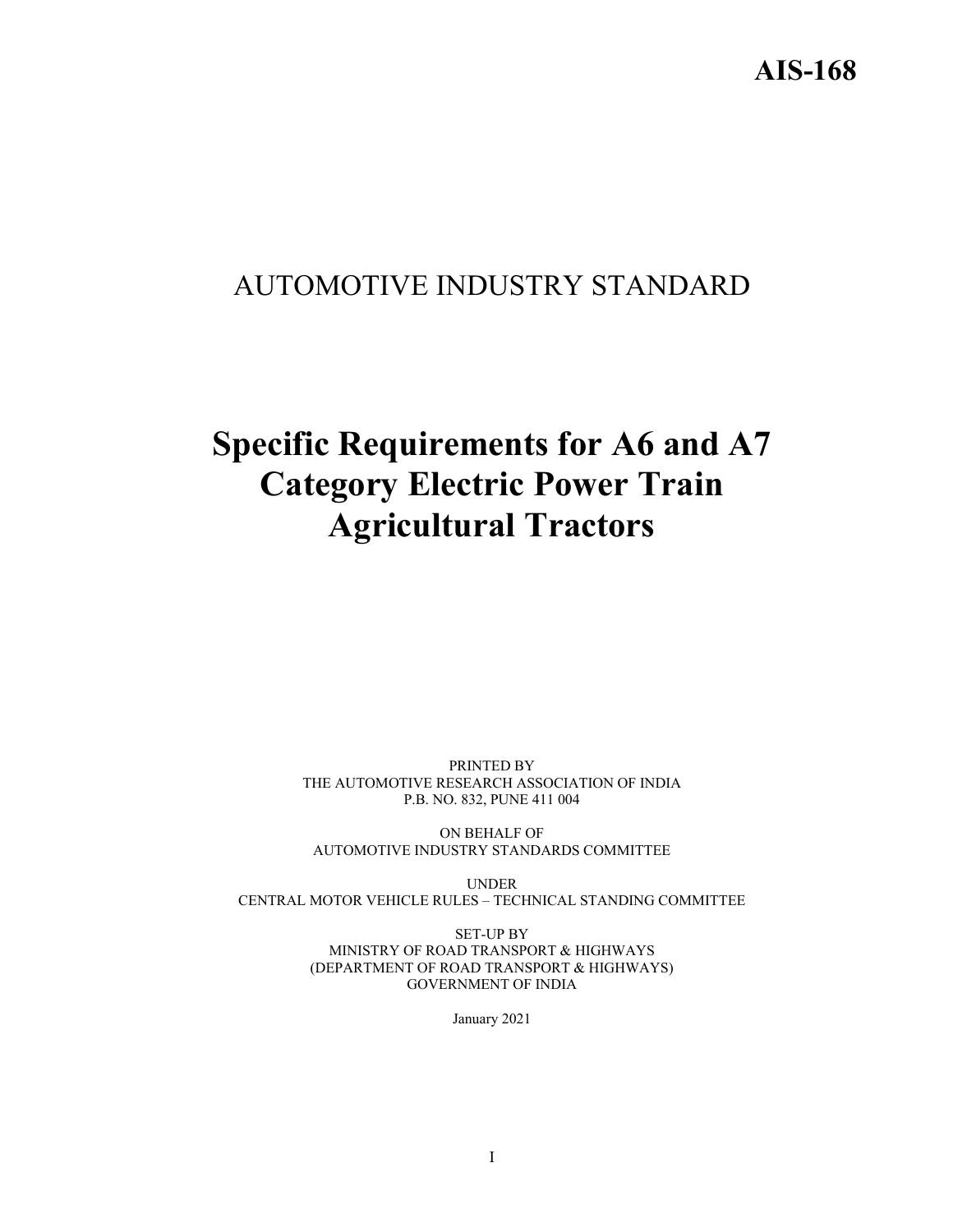**AIS-168**

# AUTOMOTIVE INDUSTRY STANDARD

# Specific Requirements for A6 and A7 Category Electric Power Train Agricultural Tractors

PRINTED BY
THE AUTOMOTIVE RESEARCH ASSOCIATION OF INDIA
P.B. NO. 832, PUNE 411 004

ON BEHALF OF
AUTOMOTIVE INDUSTRY STANDARDS COMMITTEE

UNDER
CENTRAL MOTOR VEHICLE RULES – TECHNICAL STANDING COMMITTEE

SET-UP BY
MINISTRY OF ROAD TRANSPORT & HIGHWAYS
(DEPARTMENT OF ROAD TRANSPORT & HIGHWAYS)
GOVERNMENT OF INDIA

January 2021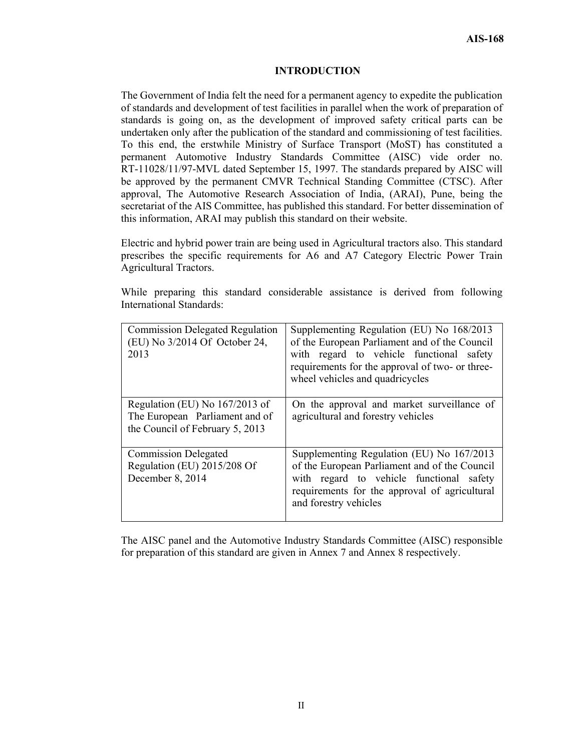# INTRODUCTION

The Government of India felt the need for a permanent agency to expedite the publication of standards and development of test facilities in parallel when the work of preparation of standards is going on, as the development of improved safety critical parts can be undertaken only after the publication of the standard and commissioning of test facilities. To this end, the erstwhile Ministry of Surface Transport (MoST) has constituted a permanent Automotive Industry Standards Committee (AISC) vide order no. RT-11028/11/97-MVL dated September 15, 1997. The standards prepared by AISC will be approved by the permanent CMVR Technical Standing Committee (CTSC). After approval, The Automotive Research Association of India, (ARAI), Pune, being the secretariat of the AIS Committee, has published this standard. For better dissemination of this information, ARAI may publish this standard on their website.

Electric and hybrid power train are being used in Agricultural tractors also. This standard prescribes the specific requirements for A6 and A7 Category Electric Power Train Agricultural Tractors.

While preparing this standard considerable assistance is derived from following International Standards:

| | |
|---|---|
| Commission Delegated Regulation (EU) No 3/2014 Of October 24, 2013 | Supplementing Regulation (EU) No 168/2013 of the European Parliament and of the Council with regard to vehicle functional safety requirements for the approval of two- or three-wheel vehicles and quadricycles |
| Regulation (EU) No 167/2013 of The European Parliament and of the Council of February 5, 2013 | On the approval and market surveillance of agricultural and forestry vehicles |
| Commission Delegated Regulation (EU) 2015/208 Of December 8, 2014 | Supplementing Regulation (EU) No 167/2013 of the European Parliament and of the Council with regard to vehicle functional safety requirements for the approval of agricultural and forestry vehicles |

The AISC panel and the Automotive Industry Standards Committee (AISC) responsible for preparation of this standard are given in Annex 7 and Annex 8 respectively.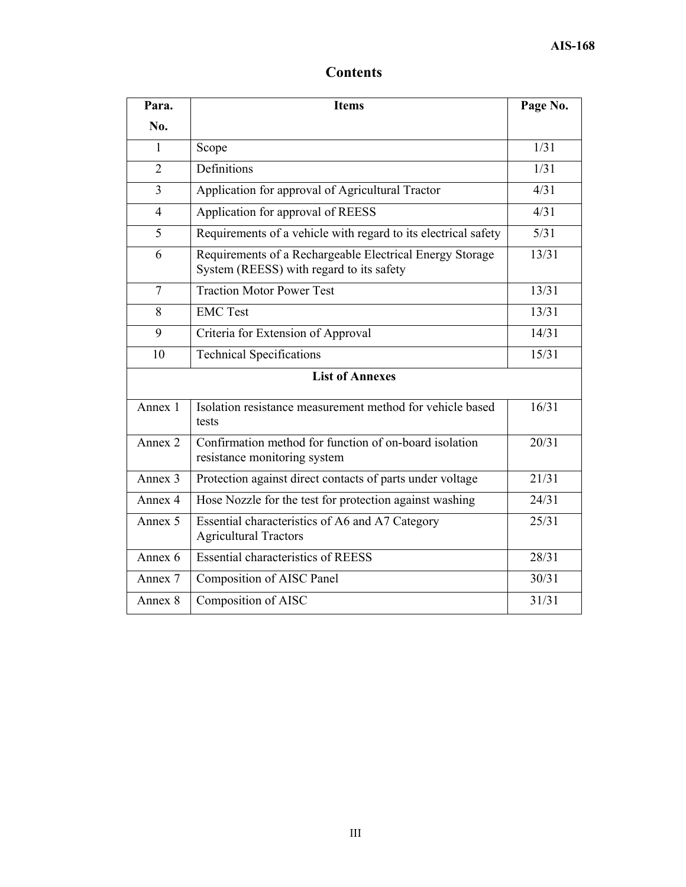# Contents

| Para. No. | Items | Page No. |
|---|---|---|
| 1 | Scope | 1/31 |
| 2 | Definitions | 1/31 |
| 3 | Application for approval of Agricultural Tractor | 4/31 |
| 4 | Application for approval of REESS | 4/31 |
| 5 | Requirements of a vehicle with regard to its electrical safety | 5/31 |
| 6 | Requirements of a Rechargeable Electrical Energy Storage System (REESS) with regard to its safety | 13/31 |
| 7 | Traction Motor Power Test | 13/31 |
| 8 | EMC Test | 13/31 |
| 9 | Criteria for Extension of Approval | 14/31 |
| 10 | Technical Specifications | 15/31 |
| **List of Annexes** | | |
| Annex 1 | Isolation resistance measurement method for vehicle based tests | 16/31 |
| Annex 2 | Confirmation method for function of on-board isolation resistance monitoring system | 20/31 |
| Annex 3 | Protection against direct contacts of parts under voltage | 21/31 |
| Annex 4 | Hose Nozzle for the test for protection against washing | 24/31 |
| Annex 5 | Essential characteristics of A6 and A7 Category Agricultural Tractors | 25/31 |
| Annex 6 | Essential characteristics of REESS | 28/31 |
| Annex 7 | Composition of AISC Panel | 30/31 |
| Annex 8 | Composition of AISC | 31/31 |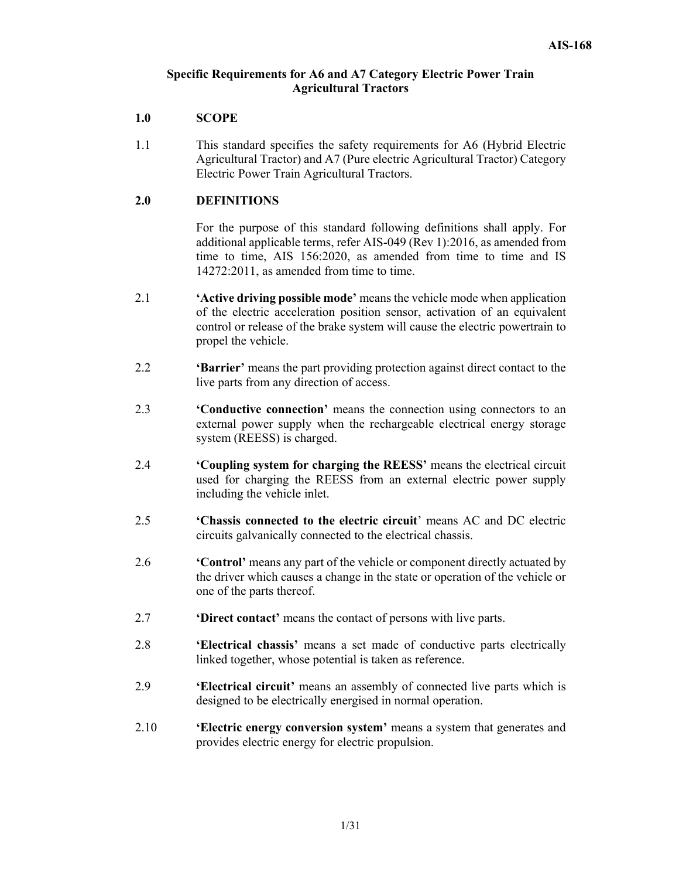### Specific Requirements for A6 and A7 Category Electric Power Train Agricultural Tractors

## 1.0 SCOPE

1.1 This standard specifies the safety requirements for A6 (Hybrid Electric Agricultural Tractor) and A7 (Pure electric Agricultural Tractor) Category Electric Power Train Agricultural Tractors.

## 2.0 DEFINITIONS

For the purpose of this standard following definitions shall apply. For additional applicable terms, refer AIS-049 (Rev 1):2016, as amended from time to time, AIS 156:2020, as amended from time to time and IS 14272:2011, as amended from time to time.

2.1 **'Active driving possible mode'** means the vehicle mode when application of the electric acceleration position sensor, activation of an equivalent control or release of the brake system will cause the electric powertrain to propel the vehicle.

2.2 **'Barrier'** means the part providing protection against direct contact to the live parts from any direction of access.

2.3 **'Conductive connection'** means the connection using connectors to an external power supply when the rechargeable electrical energy storage system (REESS) is charged.

2.4 **'Coupling system for charging the REESS'** means the electrical circuit used for charging the REESS from an external electric power supply including the vehicle inlet.

2.5 **'Chassis connected to the electric circuit'** means AC and DC electric circuits galvanically connected to the electrical chassis.

2.6 **'Control'** means any part of the vehicle or component directly actuated by the driver which causes a change in the state or operation of the vehicle or one of the parts thereof.

2.7 **'Direct contact'** means the contact of persons with live parts.

2.8 **'Electrical chassis'** means a set made of conductive parts electrically linked together, whose potential is taken as reference.

2.9 **'Electrical circuit'** means an assembly of connected live parts which is designed to be electrically energised in normal operation.

2.10 **'Electric energy conversion system'** means a system that generates and provides electric energy for electric propulsion.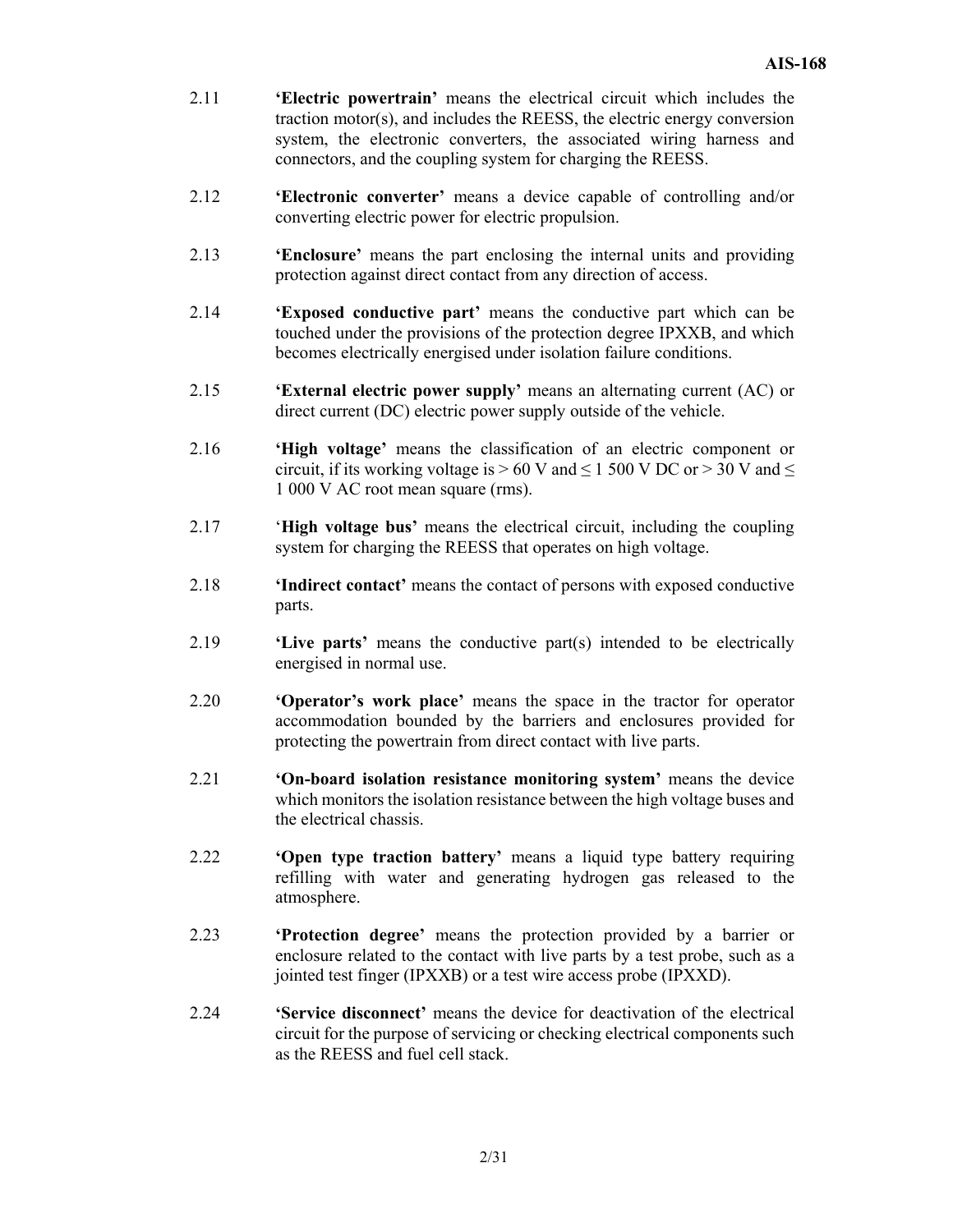2.11 **'Electric powertrain'** means the electrical circuit which includes the traction motor(s), and includes the REESS, the electric energy conversion system, the electronic converters, the associated wiring harness and connectors, and the coupling system for charging the REESS.

2.12 **'Electronic converter'** means a device capable of controlling and/or converting electric power for electric propulsion.

2.13 **'Enclosure'** means the part enclosing the internal units and providing protection against direct contact from any direction of access.

2.14 **'Exposed conductive part'** means the conductive part which can be touched under the provisions of the protection degree IPXXB, and which becomes electrically energised under isolation failure conditions.

2.15 **'External electric power supply'** means an alternating current (AC) or direct current (DC) electric power supply outside of the vehicle.

2.16 **'High voltage'** means the classification of an electric component or circuit, if its working voltage is > 60 V and ≤ 1 500 V DC or > 30 V and ≤ 1 000 V AC root mean square (rms).

2.17 '**High voltage bus'** means the electrical circuit, including the coupling system for charging the REESS that operates on high voltage.

2.18 **'Indirect contact'** means the contact of persons with exposed conductive parts.

2.19 **'Live parts'** means the conductive part(s) intended to be electrically energised in normal use.

2.20 **'Operator's work place'** means the space in the tractor for operator accommodation bounded by the barriers and enclosures provided for protecting the powertrain from direct contact with live parts.

2.21 **'On-board isolation resistance monitoring system'** means the device which monitors the isolation resistance between the high voltage buses and the electrical chassis.

2.22 **'Open type traction battery'** means a liquid type battery requiring refilling with water and generating hydrogen gas released to the atmosphere.

2.23 **'Protection degree'** means the protection provided by a barrier or enclosure related to the contact with live parts by a test probe, such as a jointed test finger (IPXXB) or a test wire access probe (IPXXD).

2.24 **'Service disconnect'** means the device for deactivation of the electrical circuit for the purpose of servicing or checking electrical components such as the REESS and fuel cell stack.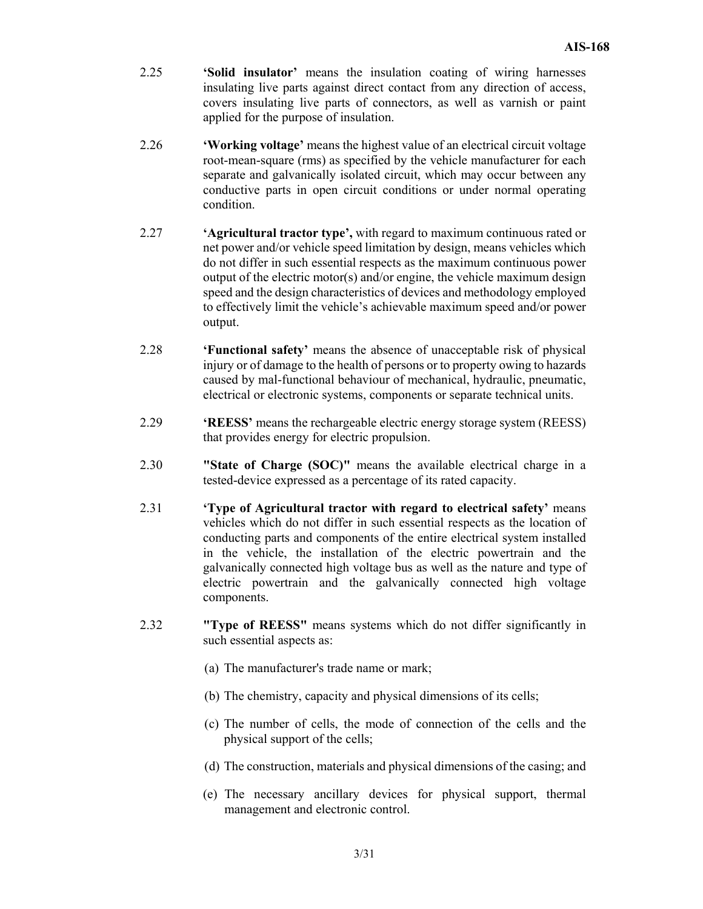2.25 **'Solid insulator'** means the insulation coating of wiring harnesses insulating live parts against direct contact from any direction of access, covers insulating live parts of connectors, as well as varnish or paint applied for the purpose of insulation.

2.26 **'Working voltage'** means the highest value of an electrical circuit voltage root-mean-square (rms) as specified by the vehicle manufacturer for each separate and galvanically isolated circuit, which may occur between any conductive parts in open circuit conditions or under normal operating condition.

2.27 **'Agricultural tractor type',** with regard to maximum continuous rated or net power and/or vehicle speed limitation by design, means vehicles which do not differ in such essential respects as the maximum continuous power output of the electric motor(s) and/or engine, the vehicle maximum design speed and the design characteristics of devices and methodology employed to effectively limit the vehicle's achievable maximum speed and/or power output.

2.28 **'Functional safety'** means the absence of unacceptable risk of physical injury or of damage to the health of persons or to property owing to hazards caused by mal-functional behaviour of mechanical, hydraulic, pneumatic, electrical or electronic systems, components or separate technical units.

2.29 **'REESS'** means the rechargeable electric energy storage system (REESS) that provides energy for electric propulsion.

2.30 **"State of Charge (SOC)"** means the available electrical charge in a tested-device expressed as a percentage of its rated capacity.

2.31 **'Type of Agricultural tractor with regard to electrical safety'** means vehicles which do not differ in such essential respects as the location of conducting parts and components of the entire electrical system installed in the vehicle, the installation of the electric powertrain and the galvanically connected high voltage bus as well as the nature and type of electric powertrain and the galvanically connected high voltage components.

2.32 **"Type of REESS"** means systems which do not differ significantly in such essential aspects as:

(a) The manufacturer's trade name or mark;

(b) The chemistry, capacity and physical dimensions of its cells;

(c) The number of cells, the mode of connection of the cells and the physical support of the cells;

(d) The construction, materials and physical dimensions of the casing; and

(e) The necessary ancillary devices for physical support, thermal management and electronic control.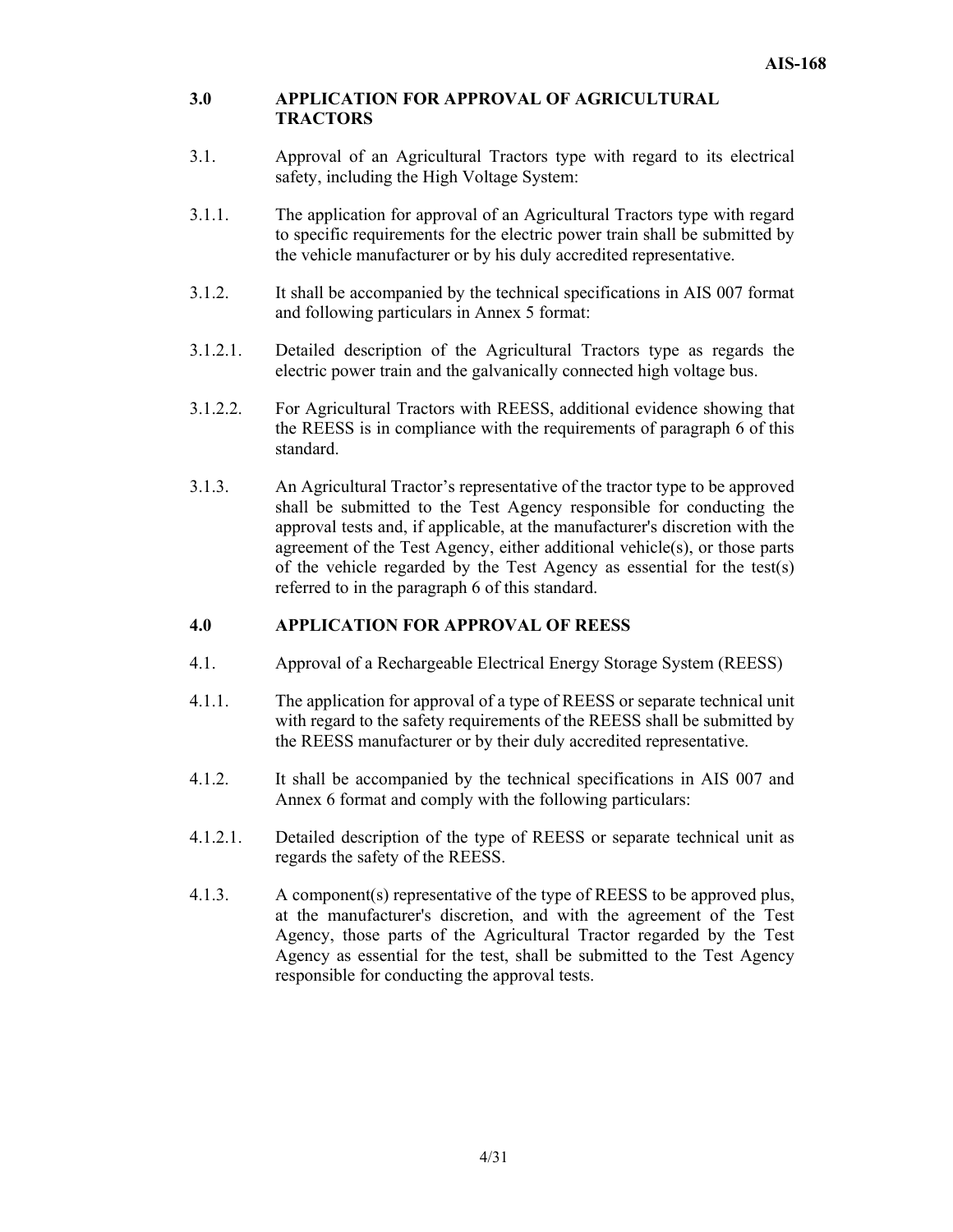## 3.0 APPLICATION FOR APPROVAL OF AGRICULTURAL TRACTORS

3.1. Approval of an Agricultural Tractors type with regard to its electrical safety, including the High Voltage System:

3.1.1. The application for approval of an Agricultural Tractors type with regard to specific requirements for the electric power train shall be submitted by the vehicle manufacturer or by his duly accredited representative.

3.1.2. It shall be accompanied by the technical specifications in AIS 007 format and following particulars in Annex 5 format:

3.1.2.1. Detailed description of the Agricultural Tractors type as regards the electric power train and the galvanically connected high voltage bus.

3.1.2.2. For Agricultural Tractors with REESS, additional evidence showing that the REESS is in compliance with the requirements of paragraph 6 of this standard.

3.1.3. An Agricultural Tractor's representative of the tractor type to be approved shall be submitted to the Test Agency responsible for conducting the approval tests and, if applicable, at the manufacturer's discretion with the agreement of the Test Agency, either additional vehicle(s), or those parts of the vehicle regarded by the Test Agency as essential for the test(s) referred to in the paragraph 6 of this standard.

## 4.0 APPLICATION FOR APPROVAL OF REESS

4.1. Approval of a Rechargeable Electrical Energy Storage System (REESS)

4.1.1. The application for approval of a type of REESS or separate technical unit with regard to the safety requirements of the REESS shall be submitted by the REESS manufacturer or by their duly accredited representative.

4.1.2. It shall be accompanied by the technical specifications in AIS 007 and Annex 6 format and comply with the following particulars:

4.1.2.1. Detailed description of the type of REESS or separate technical unit as regards the safety of the REESS.

4.1.3. A component(s) representative of the type of REESS to be approved plus, at the manufacturer's discretion, and with the agreement of the Test Agency, those parts of the Agricultural Tractor regarded by the Test Agency as essential for the test, shall be submitted to the Test Agency responsible for conducting the approval tests.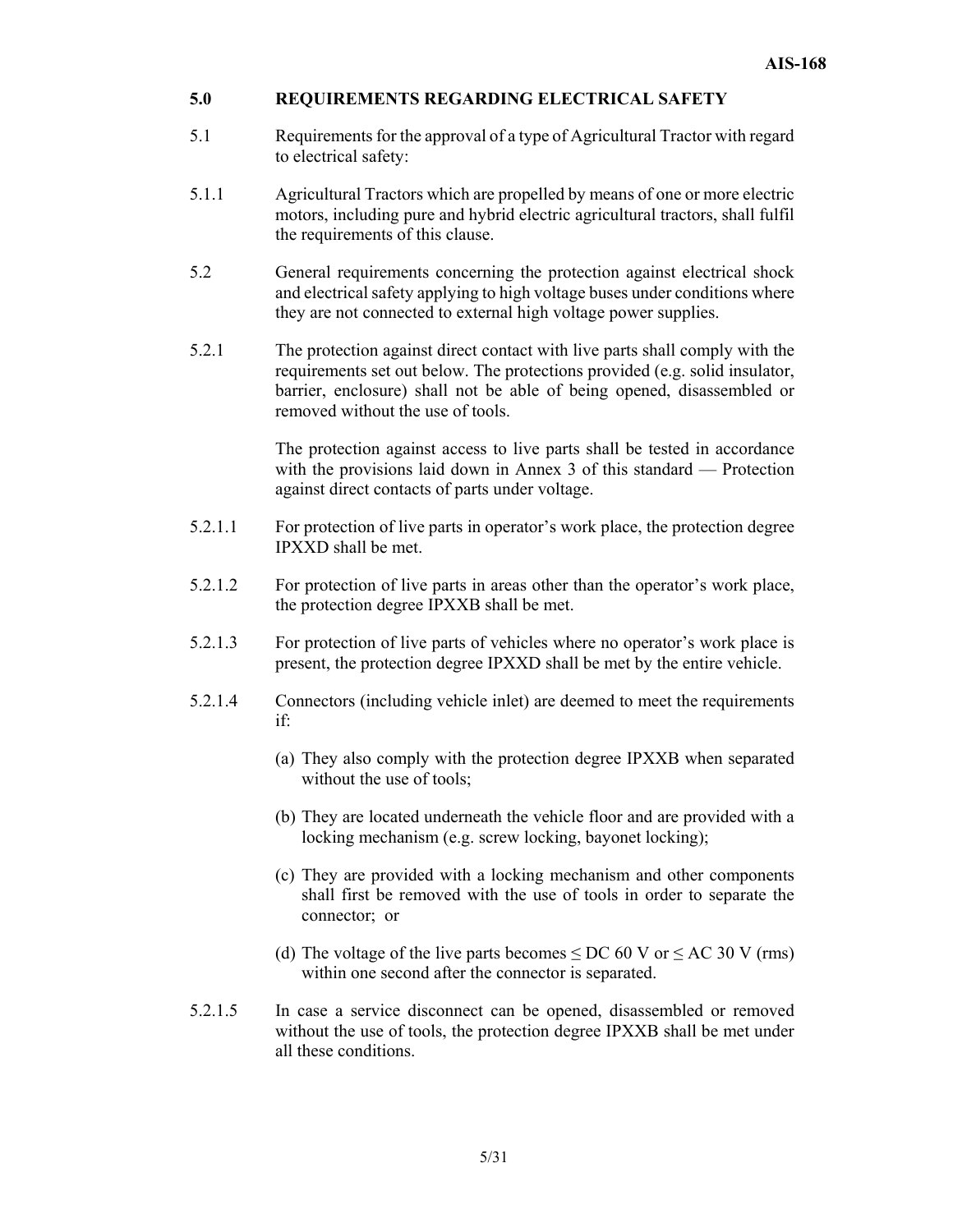## 5.0 REQUIREMENTS REGARDING ELECTRICAL SAFETY

5.1 Requirements for the approval of a type of Agricultural Tractor with regard to electrical safety:

5.1.1 Agricultural Tractors which are propelled by means of one or more electric motors, including pure and hybrid electric agricultural tractors, shall fulfil the requirements of this clause.

5.2 General requirements concerning the protection against electrical shock and electrical safety applying to high voltage buses under conditions where they are not connected to external high voltage power supplies.

5.2.1 The protection against direct contact with live parts shall comply with the requirements set out below. The protections provided (e.g. solid insulator, barrier, enclosure) shall not be able of being opened, disassembled or removed without the use of tools.

The protection against access to live parts shall be tested in accordance with the provisions laid down in Annex 3 of this standard — Protection against direct contacts of parts under voltage.

5.2.1.1 For protection of live parts in operator's work place, the protection degree IPXXD shall be met.

5.2.1.2 For protection of live parts in areas other than the operator's work place, the protection degree IPXXB shall be met.

5.2.1.3 For protection of live parts of vehicles where no operator's work place is present, the protection degree IPXXD shall be met by the entire vehicle.

5.2.1.4 Connectors (including vehicle inlet) are deemed to meet the requirements if:

(a) They also comply with the protection degree IPXXB when separated without the use of tools;

(b) They are located underneath the vehicle floor and are provided with a locking mechanism (e.g. screw locking, bayonet locking);

(c) They are provided with a locking mechanism and other components shall first be removed with the use of tools in order to separate the connector; or

(d) The voltage of the live parts becomes ≤ DC 60 V or ≤ AC 30 V (rms) within one second after the connector is separated.

5.2.1.5 In case a service disconnect can be opened, disassembled or removed without the use of tools, the protection degree IPXXB shall be met under all these conditions.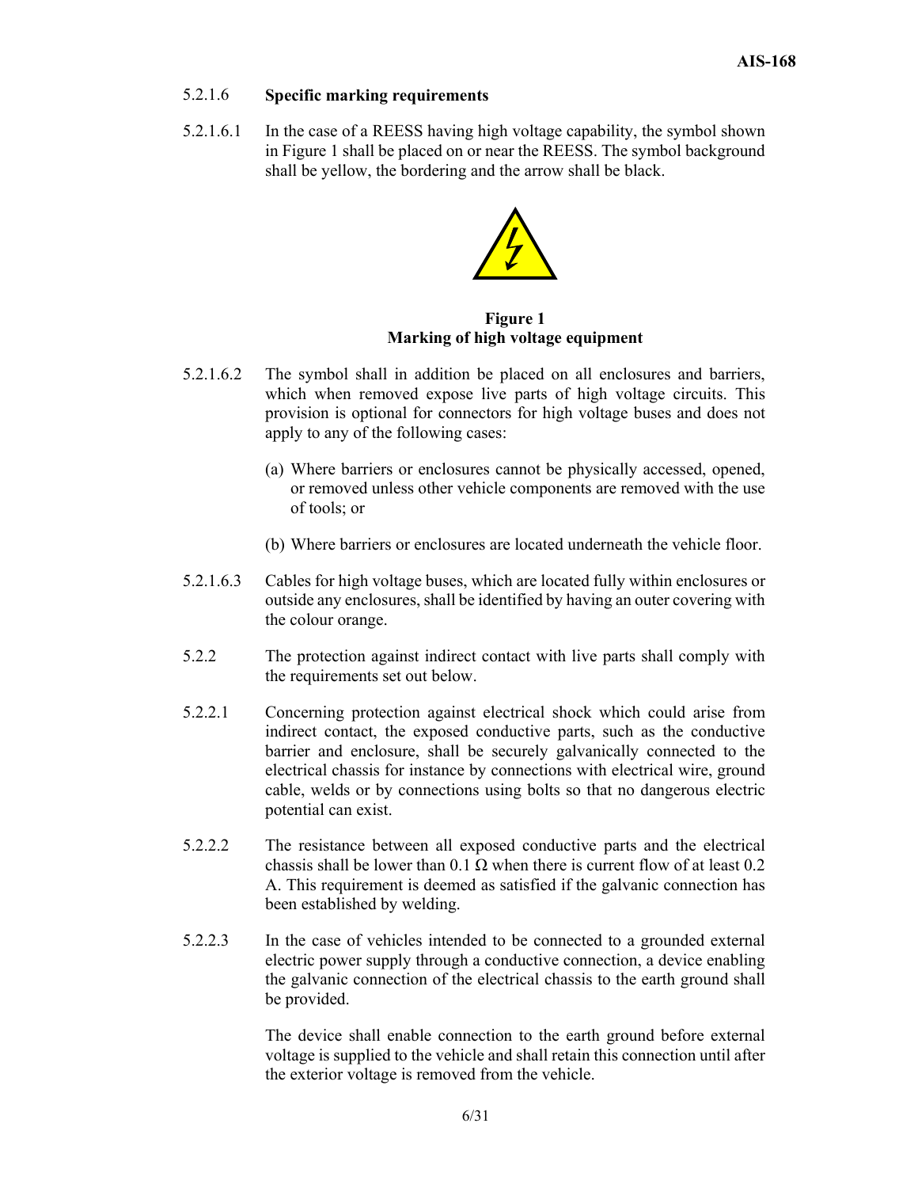5.2.1.6 **Specific marking requirements**

5.2.1.6.1 In the case of a REESS having high voltage capability, the symbol shown in Figure 1 shall be placed on or near the REESS. The symbol background shall be yellow, the bordering and the arrow shall be black.

**Figure 1**
**Marking of high voltage equipment**

5.2.1.6.2 The symbol shall in addition be placed on all enclosures and barriers, which when removed expose live parts of high voltage circuits. This provision is optional for connectors for high voltage buses and does not apply to any of the following cases:

(a) Where barriers or enclosures cannot be physically accessed, opened, or removed unless other vehicle components are removed with the use of tools; or

(b) Where barriers or enclosures are located underneath the vehicle floor.

5.2.1.6.3 Cables for high voltage buses, which are located fully within enclosures or outside any enclosures, shall be identified by having an outer covering with the colour orange.

5.2.2 The protection against indirect contact with live parts shall comply with the requirements set out below.

5.2.2.1 Concerning protection against electrical shock which could arise from indirect contact, the exposed conductive parts, such as the conductive barrier and enclosure, shall be securely galvanically connected to the electrical chassis for instance by connections with electrical wire, ground cable, welds or by connections using bolts so that no dangerous electric potential can exist.

5.2.2.2 The resistance between all exposed conductive parts and the electrical chassis shall be lower than 0.1 Ω when there is current flow of at least 0.2 A. This requirement is deemed as satisfied if the galvanic connection has been established by welding.

5.2.2.3 In the case of vehicles intended to be connected to a grounded external electric power supply through a conductive connection, a device enabling the galvanic connection of the electrical chassis to the earth ground shall be provided.

The device shall enable connection to the earth ground before external voltage is supplied to the vehicle and shall retain this connection until after the exterior voltage is removed from the vehicle.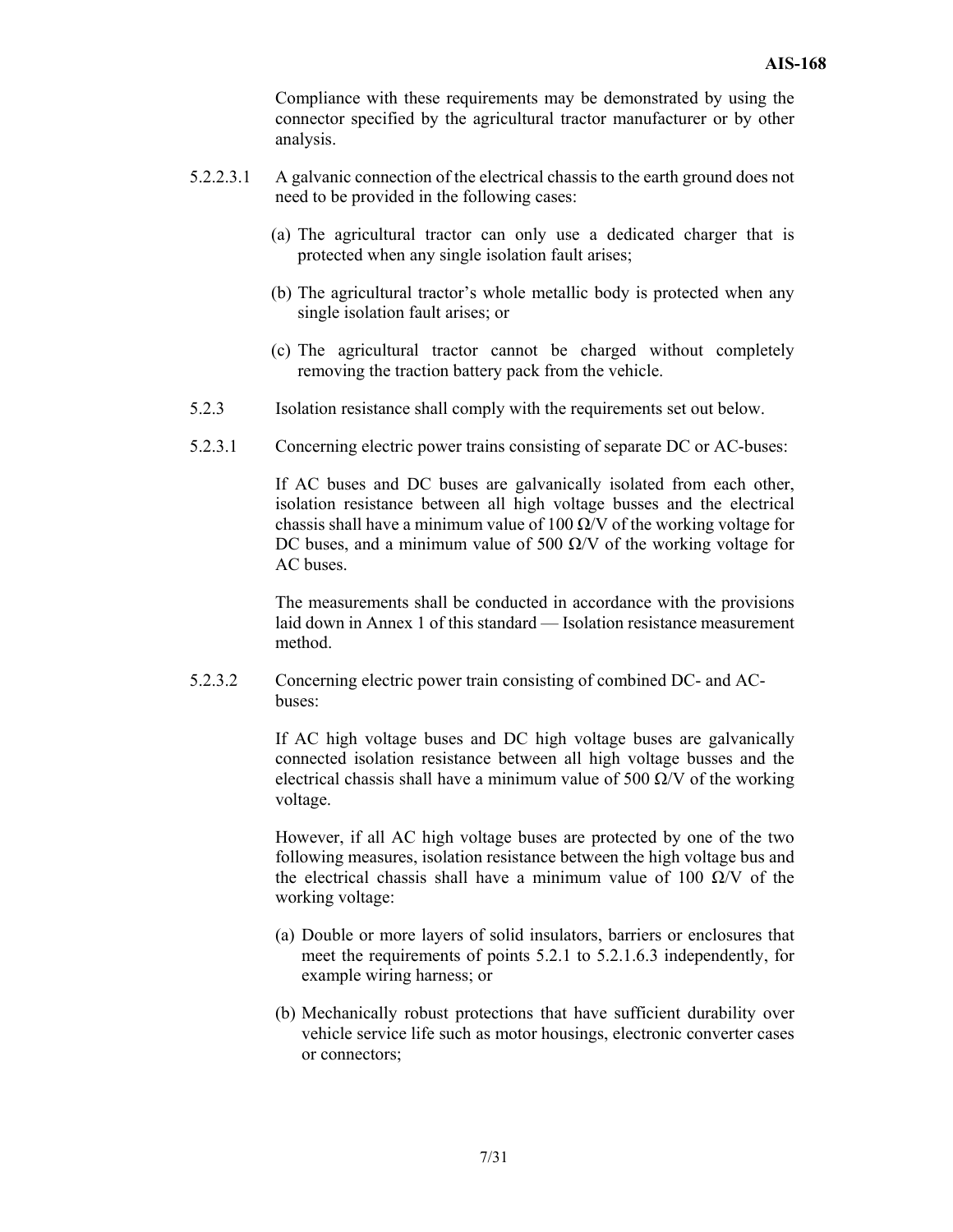Compliance with these requirements may be demonstrated by using the connector specified by the agricultural tractor manufacturer or by other analysis.

5.2.2.3.1 A galvanic connection of the electrical chassis to the earth ground does not need to be provided in the following cases:

(a) The agricultural tractor can only use a dedicated charger that is protected when any single isolation fault arises;

(b) The agricultural tractor's whole metallic body is protected when any single isolation fault arises; or

(c) The agricultural tractor cannot be charged without completely removing the traction battery pack from the vehicle.

5.2.3 Isolation resistance shall comply with the requirements set out below.

5.2.3.1 Concerning electric power trains consisting of separate DC or AC-buses:

If AC buses and DC buses are galvanically isolated from each other, isolation resistance between all high voltage busses and the electrical chassis shall have a minimum value of 100 Ω/V of the working voltage for DC buses, and a minimum value of 500 Ω/V of the working voltage for AC buses.

The measurements shall be conducted in accordance with the provisions laid down in Annex 1 of this standard — Isolation resistance measurement method.

5.2.3.2 Concerning electric power train consisting of combined DC- and AC-buses:

If AC high voltage buses and DC high voltage buses are galvanically connected isolation resistance between all high voltage busses and the electrical chassis shall have a minimum value of 500 Ω/V of the working voltage.

However, if all AC high voltage buses are protected by one of the two following measures, isolation resistance between the high voltage bus and the electrical chassis shall have a minimum value of 100 Ω/V of the working voltage:

(a) Double or more layers of solid insulators, barriers or enclosures that meet the requirements of points 5.2.1 to 5.2.1.6.3 independently, for example wiring harness; or

(b) Mechanically robust protections that have sufficient durability over vehicle service life such as motor housings, electronic converter cases or connectors;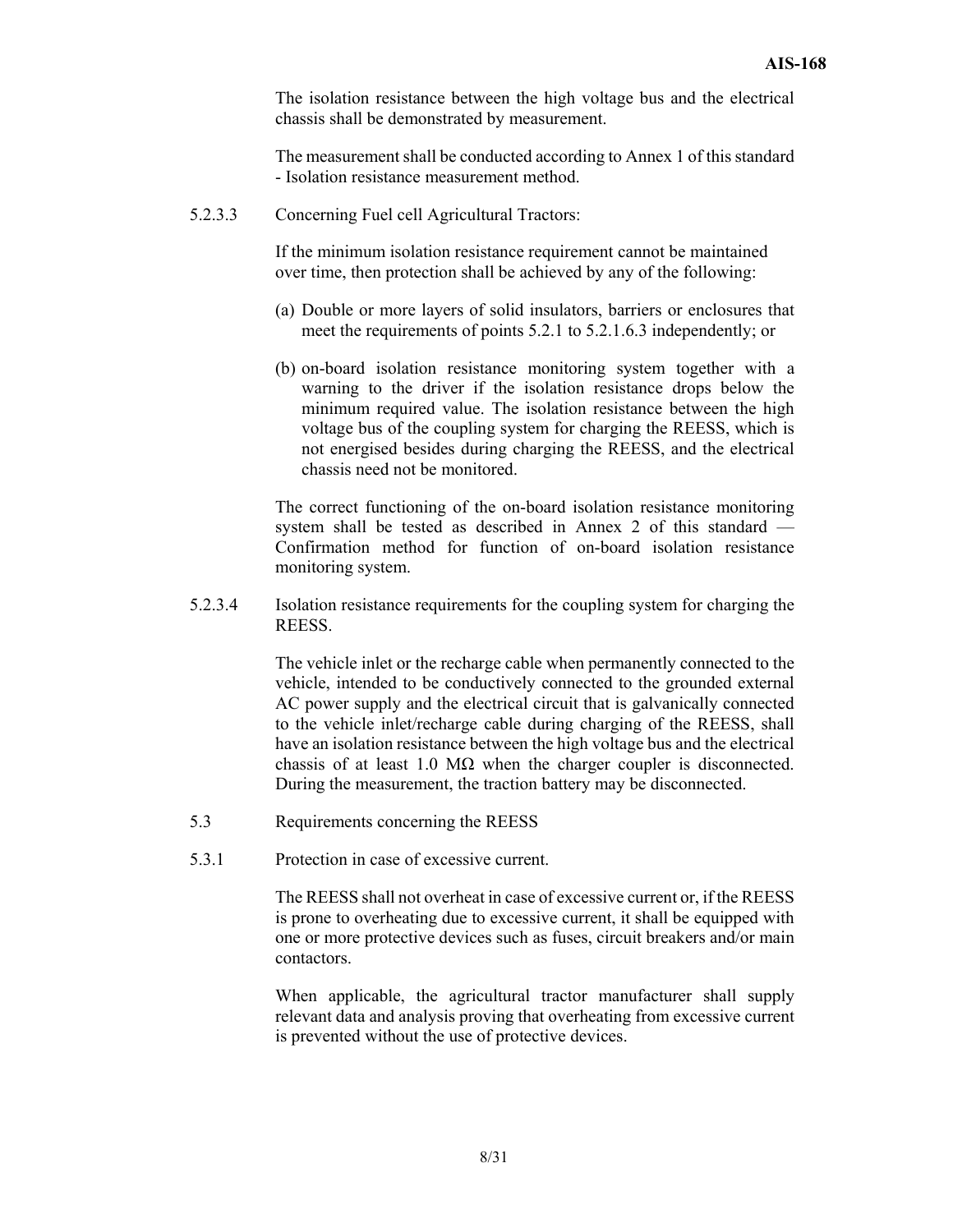The isolation resistance between the high voltage bus and the electrical chassis shall be demonstrated by measurement.

The measurement shall be conducted according to Annex 1 of this standard - Isolation resistance measurement method.

5.2.3.3 Concerning Fuel cell Agricultural Tractors:

If the minimum isolation resistance requirement cannot be maintained over time, then protection shall be achieved by any of the following:

(a) Double or more layers of solid insulators, barriers or enclosures that meet the requirements of points 5.2.1 to 5.2.1.6.3 independently; or

(b) on-board isolation resistance monitoring system together with a warning to the driver if the isolation resistance drops below the minimum required value. The isolation resistance between the high voltage bus of the coupling system for charging the REESS, which is not energised besides during charging the REESS, and the electrical chassis need not be monitored.

The correct functioning of the on-board isolation resistance monitoring system shall be tested as described in Annex 2 of this standard — Confirmation method for function of on-board isolation resistance monitoring system.

5.2.3.4 Isolation resistance requirements for the coupling system for charging the REESS.

The vehicle inlet or the recharge cable when permanently connected to the vehicle, intended to be conductively connected to the grounded external AC power supply and the electrical circuit that is galvanically connected to the vehicle inlet/recharge cable during charging of the REESS, shall have an isolation resistance between the high voltage bus and the electrical chassis of at least 1.0 MΩ when the charger coupler is disconnected. During the measurement, the traction battery may be disconnected.

5.3 Requirements concerning the REESS

5.3.1 Protection in case of excessive current.

The REESS shall not overheat in case of excessive current or, if the REESS is prone to overheating due to excessive current, it shall be equipped with one or more protective devices such as fuses, circuit breakers and/or main contactors.

When applicable, the agricultural tractor manufacturer shall supply relevant data and analysis proving that overheating from excessive current is prevented without the use of protective devices.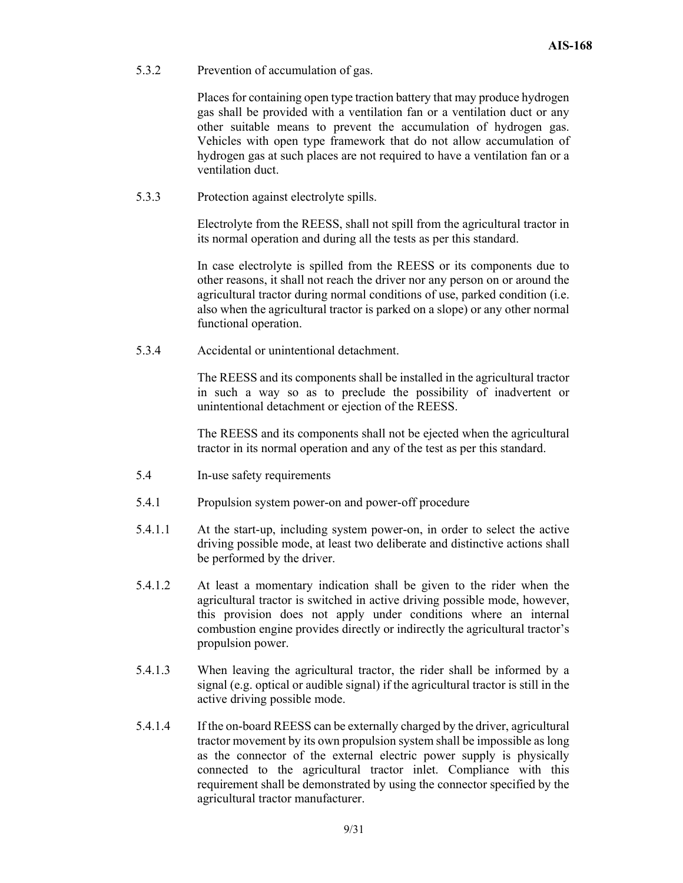5.3.2 Prevention of accumulation of gas.

Places for containing open type traction battery that may produce hydrogen gas shall be provided with a ventilation fan or a ventilation duct or any other suitable means to prevent the accumulation of hydrogen gas. Vehicles with open type framework that do not allow accumulation of hydrogen gas at such places are not required to have a ventilation fan or a ventilation duct.

5.3.3 Protection against electrolyte spills.

Electrolyte from the REESS, shall not spill from the agricultural tractor in its normal operation and during all the tests as per this standard.

In case electrolyte is spilled from the REESS or its components due to other reasons, it shall not reach the driver nor any person on or around the agricultural tractor during normal conditions of use, parked condition (i.e. also when the agricultural tractor is parked on a slope) or any other normal functional operation.

5.3.4 Accidental or unintentional detachment.

The REESS and its components shall be installed in the agricultural tractor in such a way so as to preclude the possibility of inadvertent or unintentional detachment or ejection of the REESS.

The REESS and its components shall not be ejected when the agricultural tractor in its normal operation and any of the test as per this standard.

5.4 In-use safety requirements

5.4.1 Propulsion system power-on and power-off procedure

5.4.1.1 At the start-up, including system power-on, in order to select the active driving possible mode, at least two deliberate and distinctive actions shall be performed by the driver.

5.4.1.2 At least a momentary indication shall be given to the rider when the agricultural tractor is switched in active driving possible mode, however, this provision does not apply under conditions where an internal combustion engine provides directly or indirectly the agricultural tractor's propulsion power.

5.4.1.3 When leaving the agricultural tractor, the rider shall be informed by a signal (e.g. optical or audible signal) if the agricultural tractor is still in the active driving possible mode.

5.4.1.4 If the on-board REESS can be externally charged by the driver, agricultural tractor movement by its own propulsion system shall be impossible as long as the connector of the external electric power supply is physically connected to the agricultural tractor inlet. Compliance with this requirement shall be demonstrated by using the connector specified by the agricultural tractor manufacturer.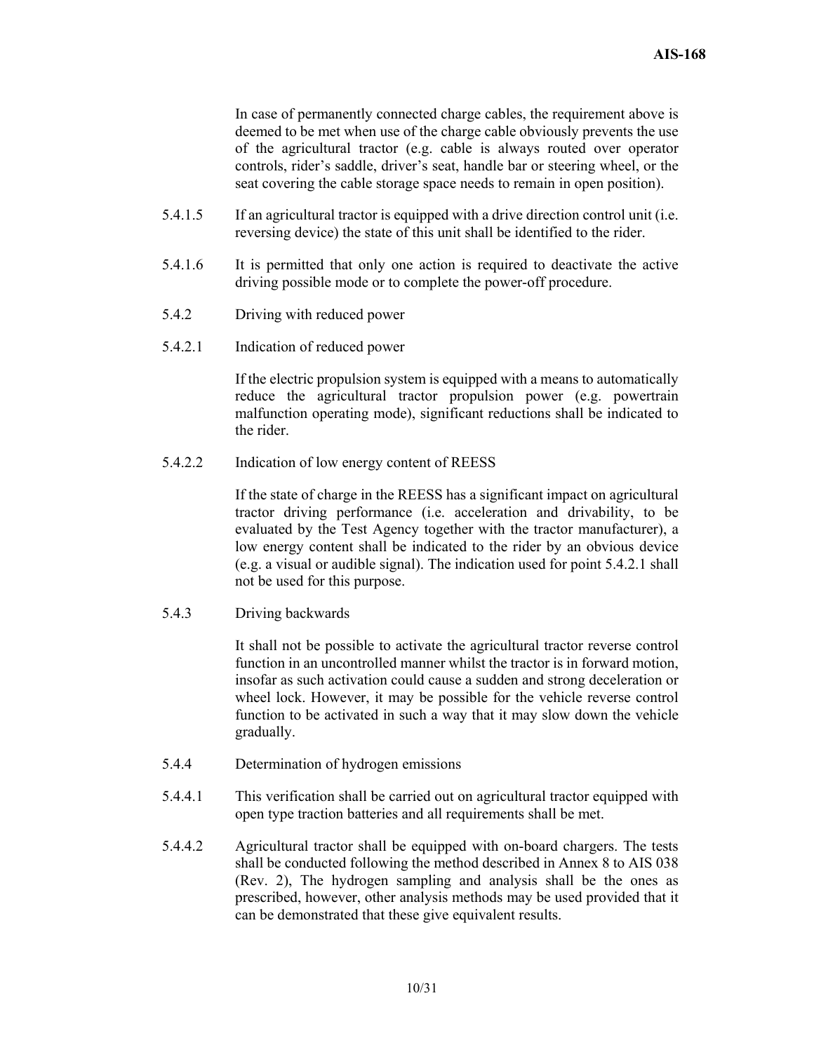In case of permanently connected charge cables, the requirement above is deemed to be met when use of the charge cable obviously prevents the use of the agricultural tractor (e.g. cable is always routed over operator controls, rider's saddle, driver's seat, handle bar or steering wheel, or the seat covering the cable storage space needs to remain in open position).

5.4.1.5 If an agricultural tractor is equipped with a drive direction control unit (i.e. reversing device) the state of this unit shall be identified to the rider.

5.4.1.6 It is permitted that only one action is required to deactivate the active driving possible mode or to complete the power-off procedure.

5.4.2 Driving with reduced power

5.4.2.1 Indication of reduced power

If the electric propulsion system is equipped with a means to automatically reduce the agricultural tractor propulsion power (e.g. powertrain malfunction operating mode), significant reductions shall be indicated to the rider.

5.4.2.2 Indication of low energy content of REESS

If the state of charge in the REESS has a significant impact on agricultural tractor driving performance (i.e. acceleration and drivability, to be evaluated by the Test Agency together with the tractor manufacturer), a low energy content shall be indicated to the rider by an obvious device (e.g. a visual or audible signal). The indication used for point 5.4.2.1 shall not be used for this purpose.

5.4.3 Driving backwards

It shall not be possible to activate the agricultural tractor reverse control function in an uncontrolled manner whilst the tractor is in forward motion, insofar as such activation could cause a sudden and strong deceleration or wheel lock. However, it may be possible for the vehicle reverse control function to be activated in such a way that it may slow down the vehicle gradually.

5.4.4 Determination of hydrogen emissions

5.4.4.1 This verification shall be carried out on agricultural tractor equipped with open type traction batteries and all requirements shall be met.

5.4.4.2 Agricultural tractor shall be equipped with on-board chargers. The tests shall be conducted following the method described in Annex 8 to AIS 038 (Rev. 2), The hydrogen sampling and analysis shall be the ones as prescribed, however, other analysis methods may be used provided that it can be demonstrated that these give equivalent results.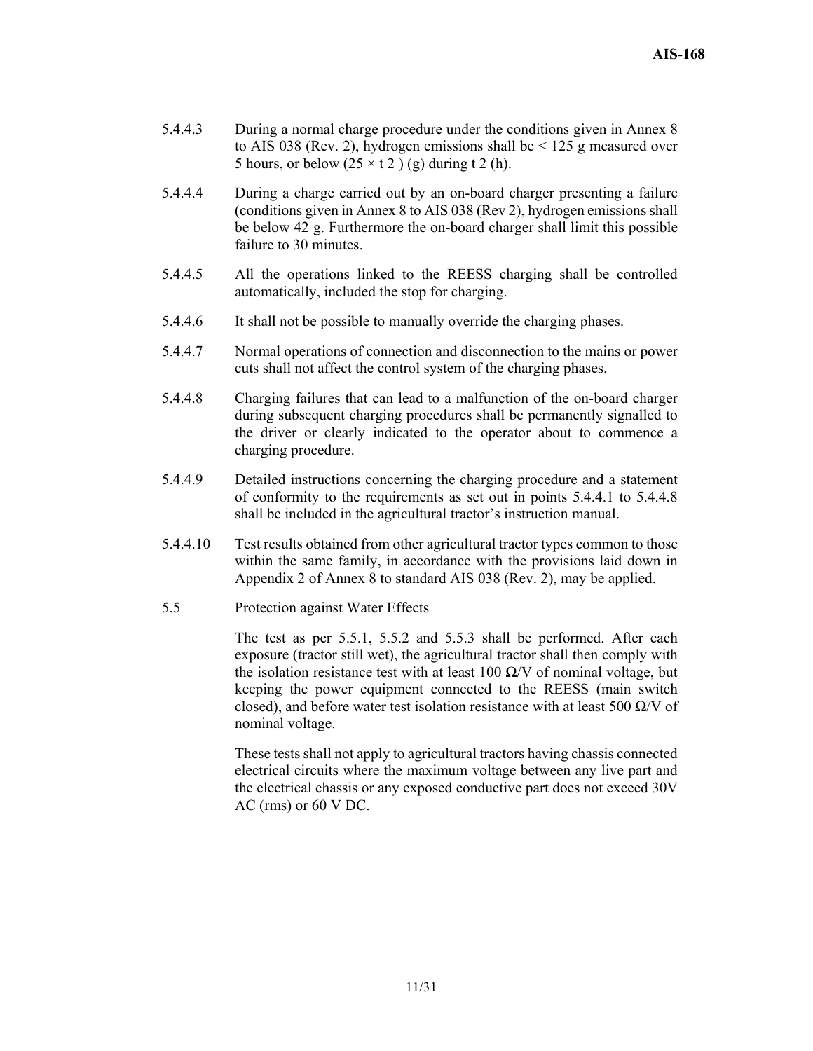5.4.4.3 During a normal charge procedure under the conditions given in Annex 8 to AIS 038 (Rev. 2), hydrogen emissions shall be < 125 g measured over 5 hours, or below ($25 \times t_2$) (g) during $t_2$ (h).

5.4.4.4 During a charge carried out by an on-board charger presenting a failure (conditions given in Annex 8 to AIS 038 (Rev 2), hydrogen emissions shall be below 42 g. Furthermore the on-board charger shall limit this possible failure to 30 minutes.

5.4.4.5 All the operations linked to the REESS charging shall be controlled automatically, included the stop for charging.

5.4.4.6 It shall not be possible to manually override the charging phases.

5.4.4.7 Normal operations of connection and disconnection to the mains or power cuts shall not affect the control system of the charging phases.

5.4.4.8 Charging failures that can lead to a malfunction of the on-board charger during subsequent charging procedures shall be permanently signalled to the driver or clearly indicated to the operator about to commence a charging procedure.

5.4.4.9 Detailed instructions concerning the charging procedure and a statement of conformity to the requirements as set out in points 5.4.4.1 to 5.4.4.8 shall be included in the agricultural tractor's instruction manual.

5.4.4.10 Test results obtained from other agricultural tractor types common to those within the same family, in accordance with the provisions laid down in Appendix 2 of Annex 8 to standard AIS 038 (Rev. 2), may be applied.

5.5 Protection against Water Effects

The test as per 5.5.1, 5.5.2 and 5.5.3 shall be performed. After each exposure (tractor still wet), the agricultural tractor shall then comply with the isolation resistance test with at least 100 Ω/V of nominal voltage, but keeping the power equipment connected to the REESS (main switch closed), and before water test isolation resistance with at least 500 Ω/V of nominal voltage.

These tests shall not apply to agricultural tractors having chassis connected electrical circuits where the maximum voltage between any live part and the electrical chassis or any exposed conductive part does not exceed 30V AC (rms) or 60 V DC.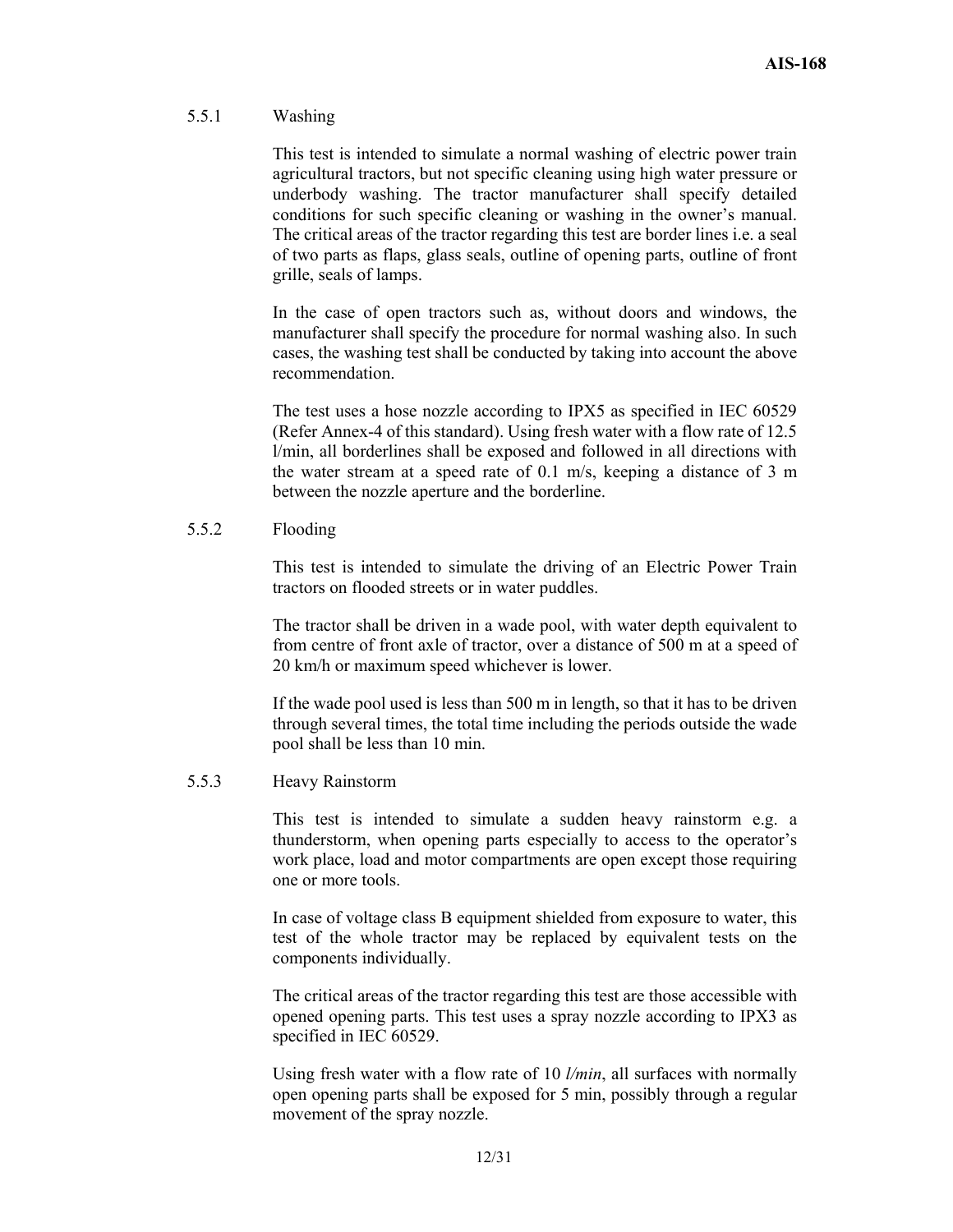### 5.5.1 Washing

This test is intended to simulate a normal washing of electric power train agricultural tractors, but not specific cleaning using high water pressure or underbody washing. The tractor manufacturer shall specify detailed conditions for such specific cleaning or washing in the owner's manual. The critical areas of the tractor regarding this test are border lines i.e. a seal of two parts as flaps, glass seals, outline of opening parts, outline of front grille, seals of lamps.

In the case of open tractors such as, without doors and windows, the manufacturer shall specify the procedure for normal washing also. In such cases, the washing test shall be conducted by taking into account the above recommendation.

The test uses a hose nozzle according to IPX5 as specified in IEC 60529 (Refer Annex-4 of this standard). Using fresh water with a flow rate of 12.5 l/min, all borderlines shall be exposed and followed in all directions with the water stream at a speed rate of 0.1 m/s, keeping a distance of 3 m between the nozzle aperture and the borderline.

### 5.5.2 Flooding

This test is intended to simulate the driving of an Electric Power Train tractors on flooded streets or in water puddles.

The tractor shall be driven in a wade pool, with water depth equivalent to from centre of front axle of tractor, over a distance of 500 m at a speed of 20 km/h or maximum speed whichever is lower.

If the wade pool used is less than 500 m in length, so that it has to be driven through several times, the total time including the periods outside the wade pool shall be less than 10 min.

### 5.5.3 Heavy Rainstorm

This test is intended to simulate a sudden heavy rainstorm e.g. a thunderstorm, when opening parts especially to access to the operator's work place, load and motor compartments are open except those requiring one or more tools.

In case of voltage class B equipment shielded from exposure to water, this test of the whole tractor may be replaced by equivalent tests on the components individually.

The critical areas of the tractor regarding this test are those accessible with opened opening parts. This test uses a spray nozzle according to IPX3 as specified in IEC 60529.

Using fresh water with a flow rate of 10 *l/min*, all surfaces with normally open opening parts shall be exposed for 5 min, possibly through a regular movement of the spray nozzle.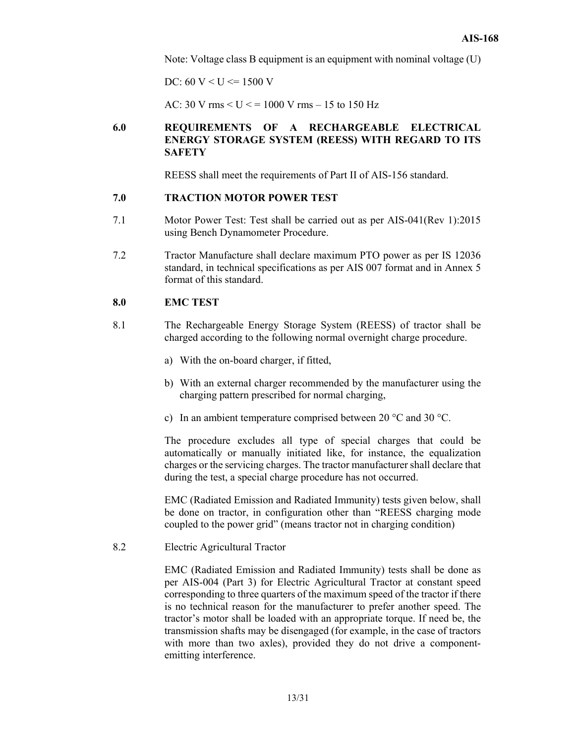Note: Voltage class B equipment is an equipment with nominal voltage (U)

DC: 60 V < U <= 1500 V

AC: 30 V rms < U < = 1000 V rms – 15 to 150 Hz

## 6.0 REQUIREMENTS OF A RECHARGEABLE ELECTRICAL ENERGY STORAGE SYSTEM (REESS) WITH REGARD TO ITS SAFETY

REESS shall meet the requirements of Part II of AIS-156 standard.

## 7.0 TRACTION MOTOR POWER TEST

7.1 Motor Power Test: Test shall be carried out as per AIS-041(Rev 1):2015 using Bench Dynamometer Procedure.

7.2 Tractor Manufacture shall declare maximum PTO power as per IS 12036 standard, in technical specifications as per AIS 007 format and in Annex 5 format of this standard.

## 8.0 EMC TEST

8.1 The Rechargeable Energy Storage System (REESS) of tractor shall be charged according to the following normal overnight charge procedure.

a) With the on-board charger, if fitted,

b) With an external charger recommended by the manufacturer using the charging pattern prescribed for normal charging,

c) In an ambient temperature comprised between 20 °C and 30 °C.

The procedure excludes all type of special charges that could be automatically or manually initiated like, for instance, the equalization charges or the servicing charges. The tractor manufacturer shall declare that during the test, a special charge procedure has not occurred.

EMC (Radiated Emission and Radiated Immunity) tests given below, shall be done on tractor, in configuration other than "REESS charging mode coupled to the power grid" (means tractor not in charging condition)

8.2 Electric Agricultural Tractor

EMC (Radiated Emission and Radiated Immunity) tests shall be done as per AIS-004 (Part 3) for Electric Agricultural Tractor at constant speed corresponding to three quarters of the maximum speed of the tractor if there is no technical reason for the manufacturer to prefer another speed. The tractor's motor shall be loaded with an appropriate torque. If need be, the transmission shafts may be disengaged (for example, in the case of tractors with more than two axles), provided they do not drive a component-emitting interference.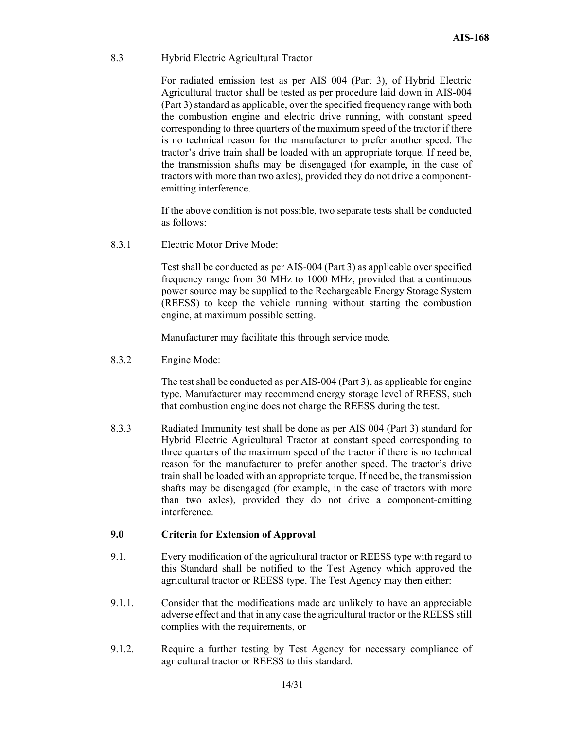8.3 Hybrid Electric Agricultural Tractor

For radiated emission test as per AIS 004 (Part 3), of Hybrid Electric Agricultural tractor shall be tested as per procedure laid down in AIS-004 (Part 3) standard as applicable, over the specified frequency range with both the combustion engine and electric drive running, with constant speed corresponding to three quarters of the maximum speed of the tractor if there is no technical reason for the manufacturer to prefer another speed. The tractor's drive train shall be loaded with an appropriate torque. If need be, the transmission shafts may be disengaged (for example, in the case of tractors with more than two axles), provided they do not drive a component-emitting interference.

If the above condition is not possible, two separate tests shall be conducted as follows:

8.3.1 Electric Motor Drive Mode:

Test shall be conducted as per AIS-004 (Part 3) as applicable over specified frequency range from 30 MHz to 1000 MHz, provided that a continuous power source may be supplied to the Rechargeable Energy Storage System (REESS) to keep the vehicle running without starting the combustion engine, at maximum possible setting.

Manufacturer may facilitate this through service mode.

8.3.2 Engine Mode:

The test shall be conducted as per AIS-004 (Part 3), as applicable for engine type. Manufacturer may recommend energy storage level of REESS, such that combustion engine does not charge the REESS during the test.

8.3.3 Radiated Immunity test shall be done as per AIS 004 (Part 3) standard for Hybrid Electric Agricultural Tractor at constant speed corresponding to three quarters of the maximum speed of the tractor if there is no technical reason for the manufacturer to prefer another speed. The tractor's drive train shall be loaded with an appropriate torque. If need be, the transmission shafts may be disengaged (for example, in the case of tractors with more than two axles), provided they do not drive a component-emitting interference.

## 9.0 Criteria for Extension of Approval

9.1. Every modification of the agricultural tractor or REESS type with regard to this Standard shall be notified to the Test Agency which approved the agricultural tractor or REESS type. The Test Agency may then either:

9.1.1. Consider that the modifications made are unlikely to have an appreciable adverse effect and that in any case the agricultural tractor or the REESS still complies with the requirements, or

9.1.2. Require a further testing by Test Agency for necessary compliance of agricultural tractor or REESS to this standard.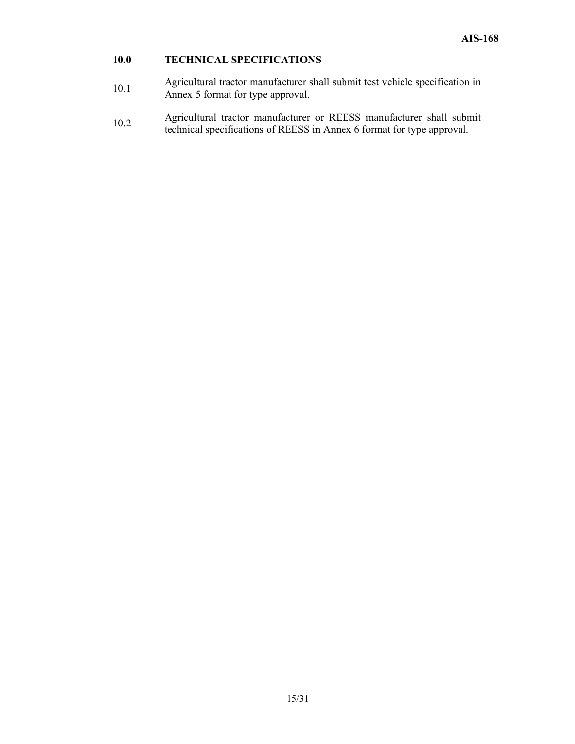## 10.0 TECHNICAL SPECIFICATIONS

10.1 Agricultural tractor manufacturer shall submit test vehicle specification in Annex 5 format for type approval.

10.2 Agricultural tractor manufacturer or REESS manufacturer shall submit technical specifications of REESS in Annex 6 format for type approval.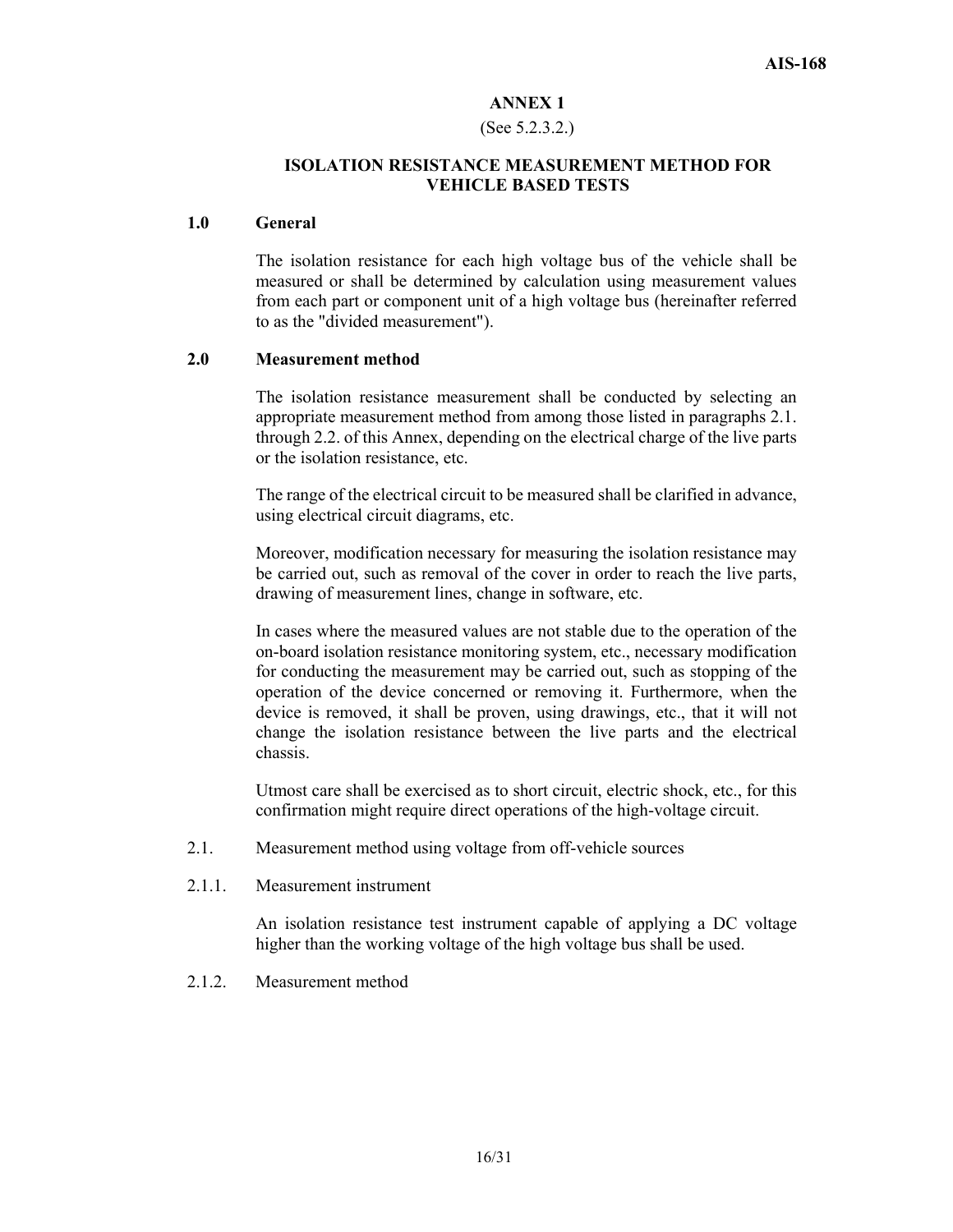## ANNEX 1

(See 5.2.3.2.)

### ISOLATION RESISTANCE MEASUREMENT METHOD FOR VEHICLE BASED TESTS

**1.0 General**

The isolation resistance for each high voltage bus of the vehicle shall be measured or shall be determined by calculation using measurement values from each part or component unit of a high voltage bus (hereinafter referred to as the "divided measurement").

**2.0 Measurement method**

The isolation resistance measurement shall be conducted by selecting an appropriate measurement method from among those listed in paragraphs 2.1. through 2.2. of this Annex, depending on the electrical charge of the live parts or the isolation resistance, etc.

The range of the electrical circuit to be measured shall be clarified in advance, using electrical circuit diagrams, etc.

Moreover, modification necessary for measuring the isolation resistance may be carried out, such as removal of the cover in order to reach the live parts, drawing of measurement lines, change in software, etc.

In cases where the measured values are not stable due to the operation of the on-board isolation resistance monitoring system, etc., necessary modification for conducting the measurement may be carried out, such as stopping of the operation of the device concerned or removing it. Furthermore, when the device is removed, it shall be proven, using drawings, etc., that it will not change the isolation resistance between the live parts and the electrical chassis.

Utmost care shall be exercised as to short circuit, electric shock, etc., for this confirmation might require direct operations of the high-voltage circuit.

2.1. Measurement method using voltage from off-vehicle sources

2.1.1. Measurement instrument

An isolation resistance test instrument capable of applying a DC voltage higher than the working voltage of the high voltage bus shall be used.

2.1.2. Measurement method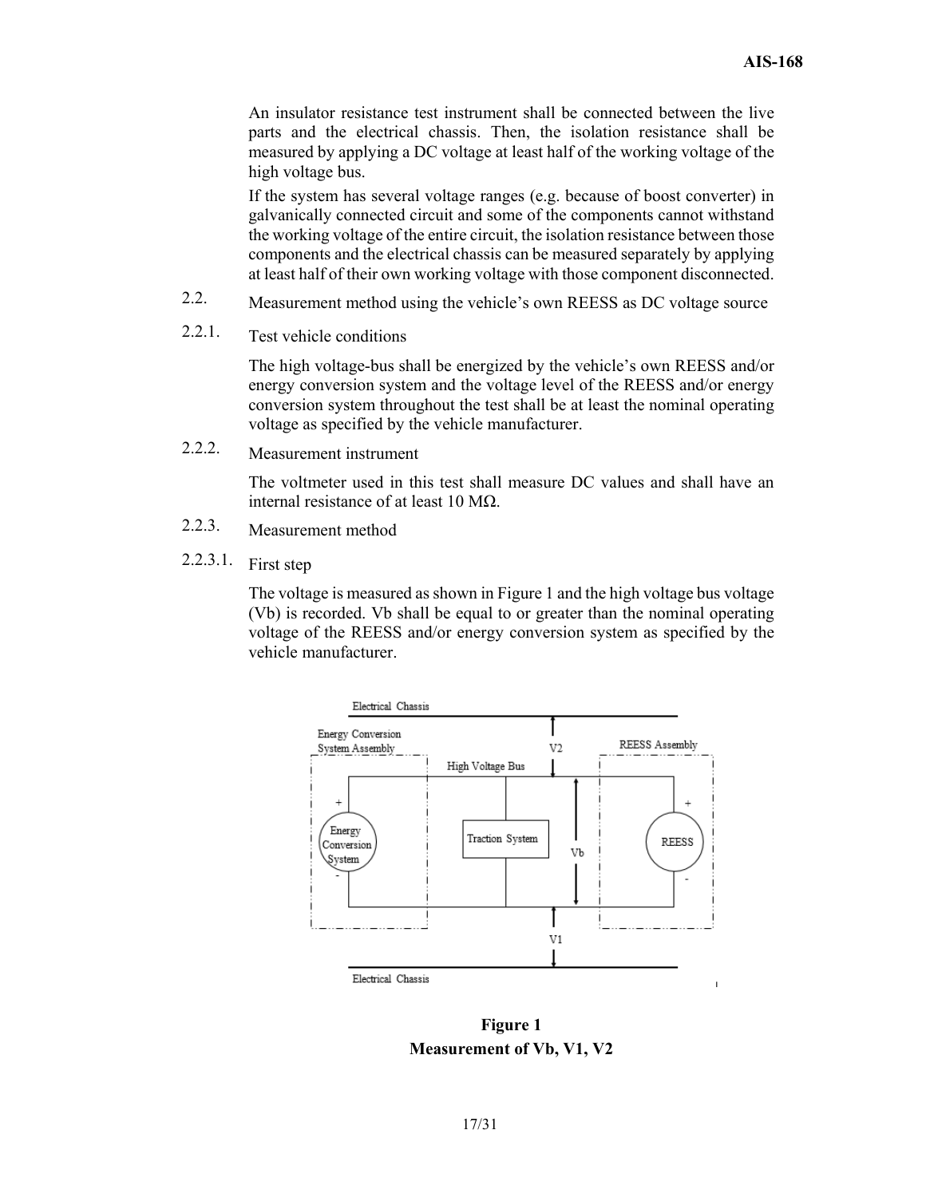An insulator resistance test instrument shall be connected between the live parts and the electrical chassis. Then, the isolation resistance shall be measured by applying a DC voltage at least half of the working voltage of the high voltage bus.

If the system has several voltage ranges (e.g. because of boost converter) in galvanically connected circuit and some of the components cannot withstand the working voltage of the entire circuit, the isolation resistance between those components and the electrical chassis can be measured separately by applying at least half of their own working voltage with those component disconnected.

2.2. Measurement method using the vehicle's own REESS as DC voltage source

2.2.1. Test vehicle conditions

The high voltage-bus shall be energized by the vehicle's own REESS and/or energy conversion system and the voltage level of the REESS and/or energy conversion system throughout the test shall be at least the nominal operating voltage as specified by the vehicle manufacturer.

2.2.2. Measurement instrument

The voltmeter used in this test shall measure DC values and shall have an internal resistance of at least 10 MΩ.

2.2.3. Measurement method

2.2.3.1. First step

The voltage is measured as shown in Figure 1 and the high voltage bus voltage (Vb) is recorded. Vb shall be equal to or greater than the nominal operating voltage of the REESS and/or energy conversion system as specified by the vehicle manufacturer.

**Figure 1**
**Measurement of Vb, V1, V2**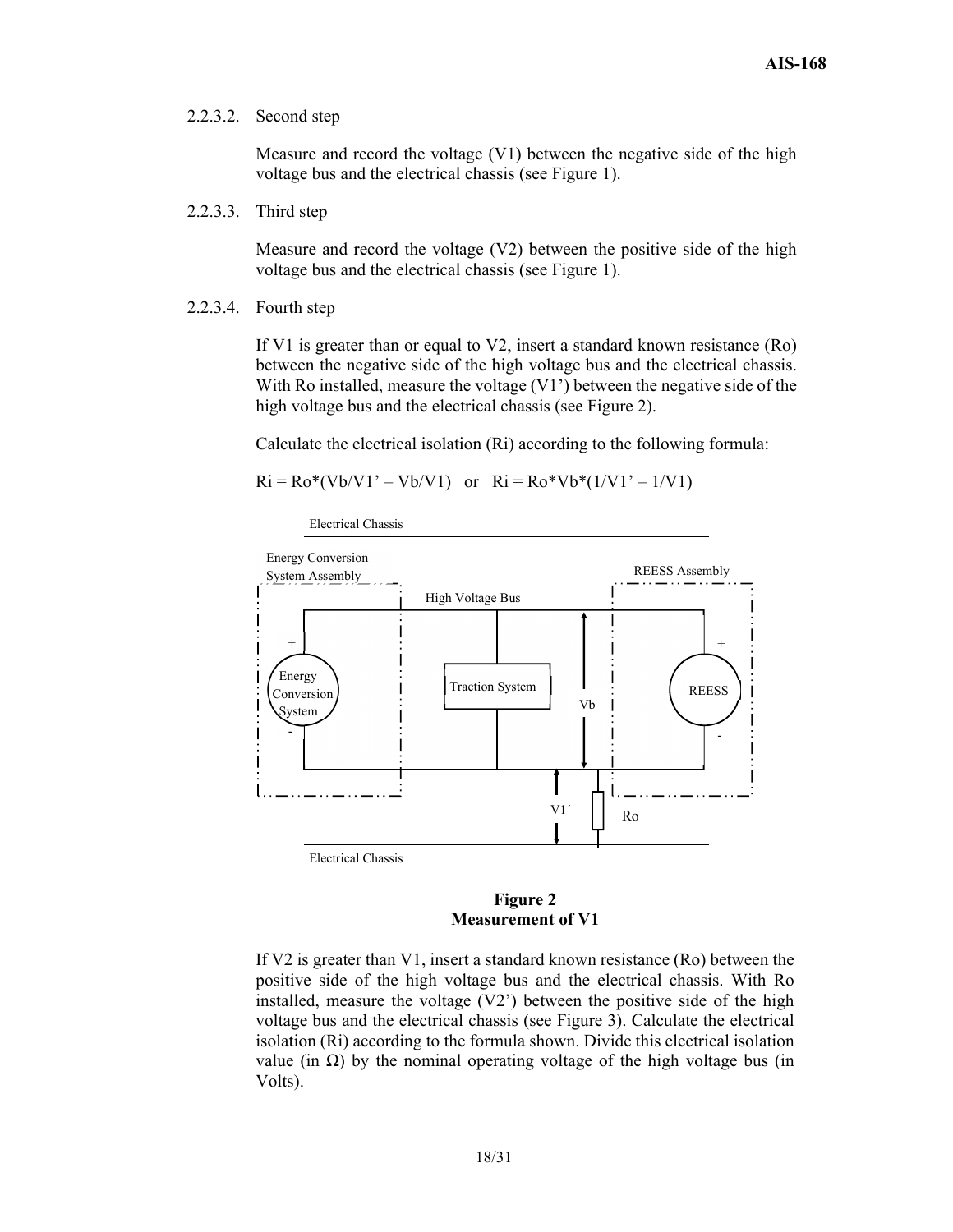2.2.3.2. Second step

Measure and record the voltage (V1) between the negative side of the high voltage bus and the electrical chassis (see Figure 1).

2.2.3.3. Third step

Measure and record the voltage (V2) between the positive side of the high voltage bus and the electrical chassis (see Figure 1).

2.2.3.4. Fourth step

If V1 is greater than or equal to V2, insert a standard known resistance (Ro) between the negative side of the high voltage bus and the electrical chassis. With Ro installed, measure the voltage (V1') between the negative side of the high voltage bus and the electrical chassis (see Figure 2).

Calculate the electrical isolation (Ri) according to the following formula:

$$Ri = Ro*(Vb/V1' – Vb/V1) \quad \text{or} \quad Ri = Ro*Vb*(1/V1' – 1/V1)$$

Electrical Chassis

Energy Conversion System Assembly

REESS Assembly

High Voltage Bus

Energy Conversion System

Traction System

Vb

REESS

V1´

Ro

Electrical Chassis

**Figure 2**
**Measurement of V1**

If V2 is greater than V1, insert a standard known resistance (Ro) between the positive side of the high voltage bus and the electrical chassis. With Ro installed, measure the voltage (V2') between the positive side of the high voltage bus and the electrical chassis (see Figure 3). Calculate the electrical isolation (Ri) according to the formula shown. Divide this electrical isolation value (in Ω) by the nominal operating voltage of the high voltage bus (in Volts).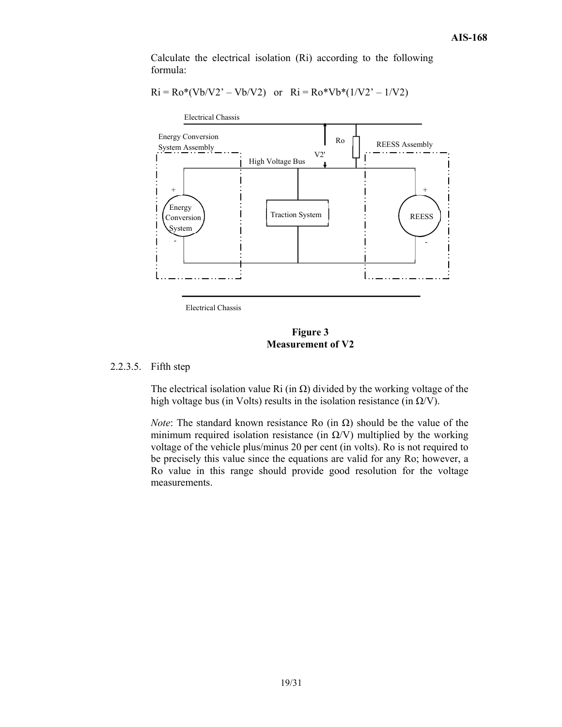Calculate the electrical isolation (Ri) according to the following formula:

$Ri = Ro*(Vb/V2' – Vb/V2)$ or $Ri = Ro*Vb*(1/V2' – 1/V2)$

**Figure 3**
**Measurement of V2**

2.2.3.5. Fifth step

The electrical isolation value Ri (in Ω) divided by the working voltage of the high voltage bus (in Volts) results in the isolation resistance (in Ω/V).

*Note*: The standard known resistance Ro (in Ω) should be the value of the minimum required isolation resistance (in Ω/V) multiplied by the working voltage of the vehicle plus/minus 20 per cent (in volts). Ro is not required to be precisely this value since the equations are valid for any Ro; however, a Ro value in this range should provide good resolution for the voltage measurements.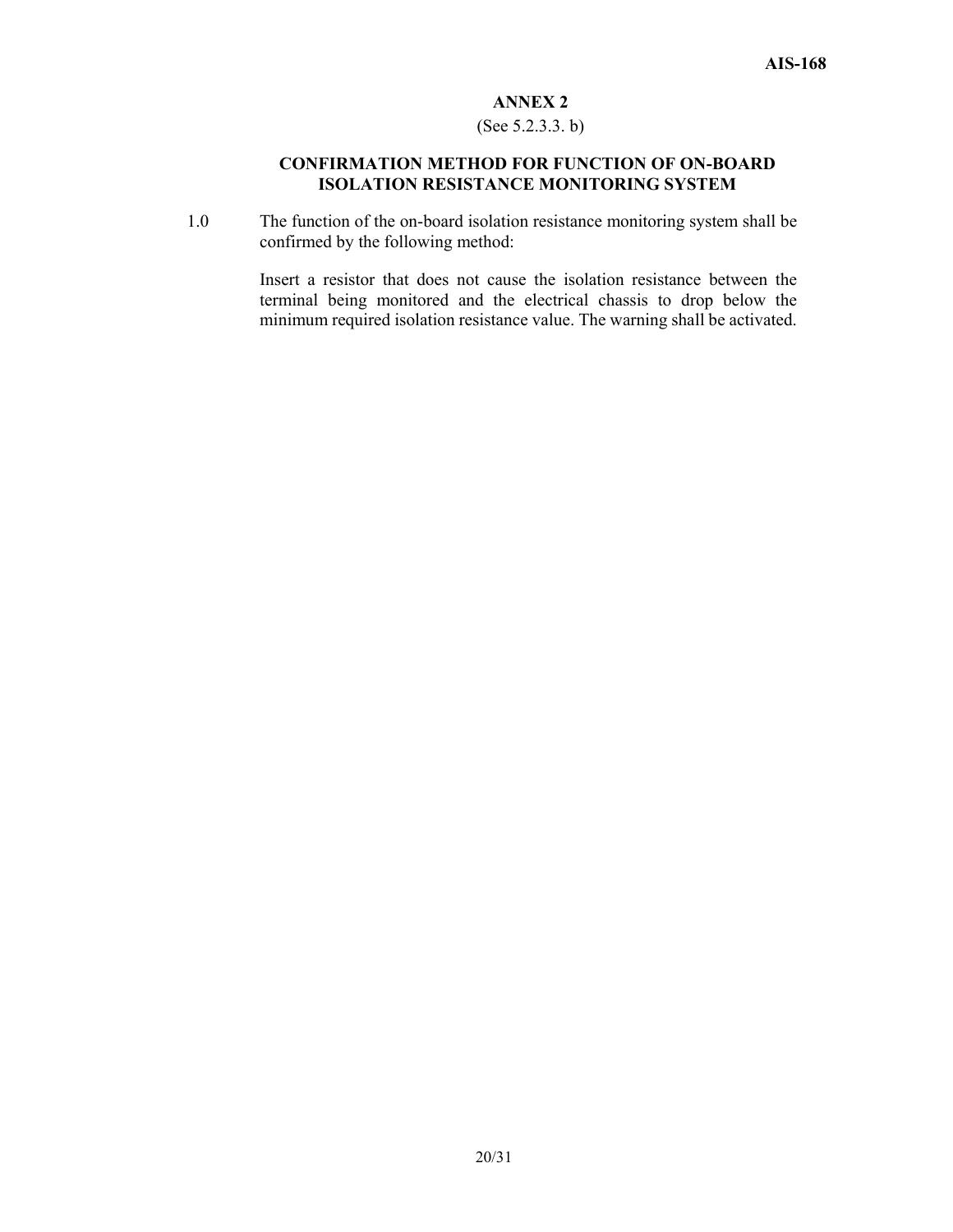# ANNEX 2

(See 5.2.3.3. b)

## CONFIRMATION METHOD FOR FUNCTION OF ON-BOARD ISOLATION RESISTANCE MONITORING SYSTEM

1.0 The function of the on-board isolation resistance monitoring system shall be confirmed by the following method:

Insert a resistor that does not cause the isolation resistance between the terminal being monitored and the electrical chassis to drop below the minimum required isolation resistance value. The warning shall be activated.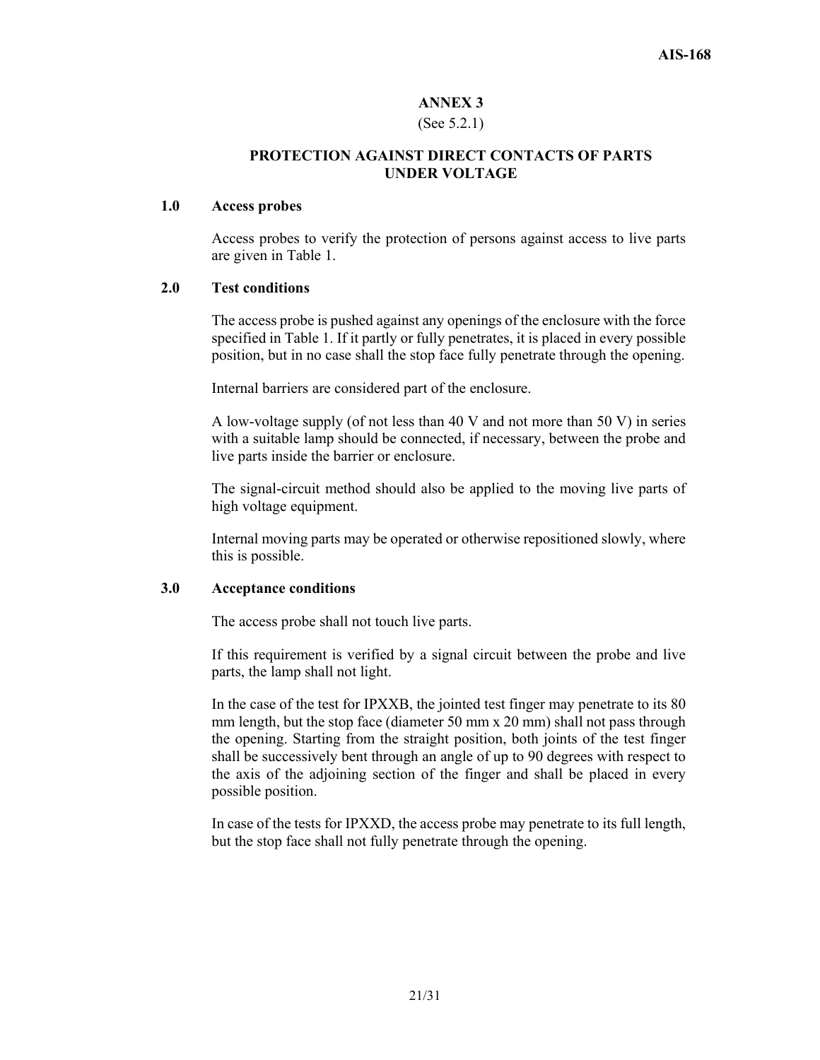# ANNEX 3

(See 5.2.1)

## PROTECTION AGAINST DIRECT CONTACTS OF PARTS UNDER VOLTAGE

### 1.0 Access probes

Access probes to verify the protection of persons against access to live parts are given in Table 1.

### 2.0 Test conditions

The access probe is pushed against any openings of the enclosure with the force specified in Table 1. If it partly or fully penetrates, it is placed in every possible position, but in no case shall the stop face fully penetrate through the opening.

Internal barriers are considered part of the enclosure.

A low-voltage supply (of not less than 40 V and not more than 50 V) in series with a suitable lamp should be connected, if necessary, between the probe and live parts inside the barrier or enclosure.

The signal-circuit method should also be applied to the moving live parts of high voltage equipment.

Internal moving parts may be operated or otherwise repositioned slowly, where this is possible.

### 3.0 Acceptance conditions

The access probe shall not touch live parts.

If this requirement is verified by a signal circuit between the probe and live parts, the lamp shall not light.

In the case of the test for IPXXB, the jointed test finger may penetrate to its 80 mm length, but the stop face (diameter 50 mm x 20 mm) shall not pass through the opening. Starting from the straight position, both joints of the test finger shall be successively bent through an angle of up to 90 degrees with respect to the axis of the adjoining section of the finger and shall be placed in every possible position.

In case of the tests for IPXXD, the access probe may penetrate to its full length, but the stop face shall not fully penetrate through the opening.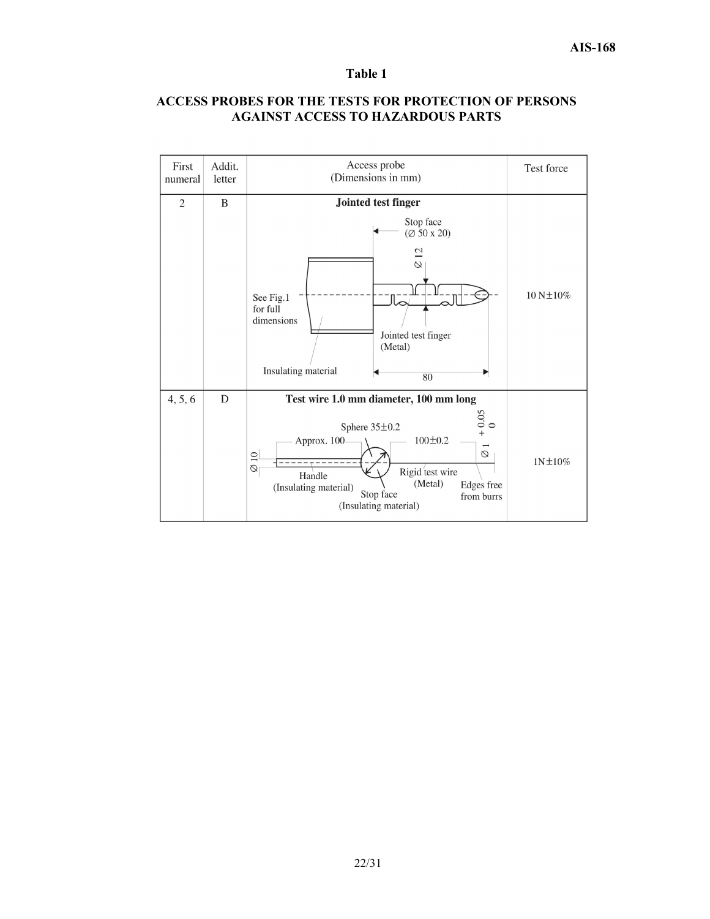**Table 1**

**ACCESS PROBES FOR THE TESTS FOR PROTECTION OF PERSONS AGAINST ACCESS TO HAZARDOUS PARTS**

| First numeral | Addit. letter | Access probe (Dimensions in mm) | Test force |
|---|---|---|---|
| 2 | B | **Jointed test finger** Stop face (Ø 50 x 20); Ø 12; See Fig.1 for full dimensions; Jointed test finger (Metal); Insulating material; 80 | 10 N±10% |
| 4, 5, 6 | D | **Test wire 1.0 mm diameter, 100 mm long** Sphere 35±0.2; Approx. 100; 100±0.2; Ø 1 +0.05/0; Ø 10; Handle (Insulating material); Stop face (Insulating material); Rigid test wire (Metal); Edges free from burrs | 1N±10% |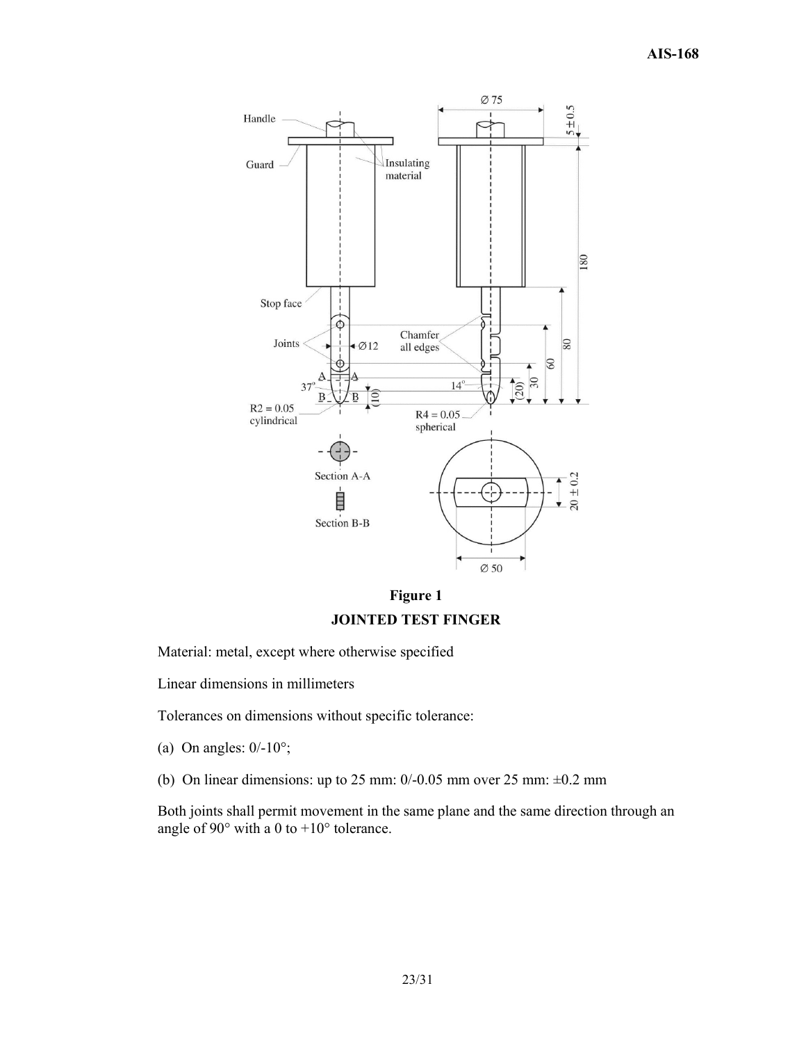**Figure 1**

**JOINTED TEST FINGER**

Material: metal, except where otherwise specified

Linear dimensions in millimeters

Tolerances on dimensions without specific tolerance:

(a) On angles: 0/-10°;

(b) On linear dimensions: up to 25 mm: 0/-0.05 mm over 25 mm: ±0.2 mm

Both joints shall permit movement in the same plane and the same direction through an angle of 90° with a 0 to +10° tolerance.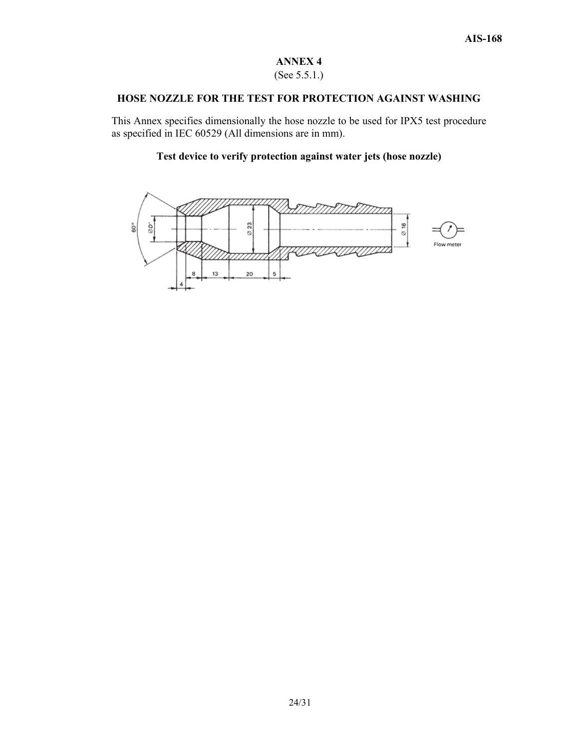## ANNEX 4

(See 5.5.1.)

### HOSE NOZZLE FOR THE TEST FOR PROTECTION AGAINST WASHING

This Annex specifies dimensionally the hose nozzle to be used for IPX5 test procedure as specified in IEC 60529 (All dimensions are in mm).

**Test device to verify protection against water jets (hose nozzle)**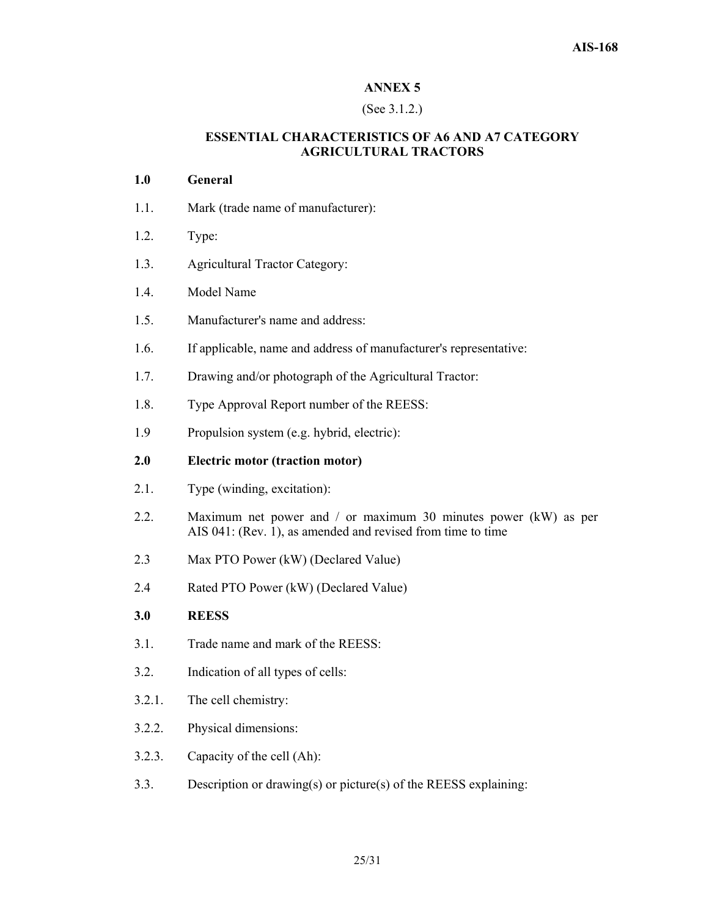## ANNEX 5

(See 3.1.2.)

### ESSENTIAL CHARACTERISTICS OF A6 AND A7 CATEGORY AGRICULTURAL TRACTORS

**1.0 General**

1.1. Mark (trade name of manufacturer):

1.2. Type:

1.3. Agricultural Tractor Category:

1.4. Model Name

1.5. Manufacturer's name and address:

1.6. If applicable, name and address of manufacturer's representative:

1.7. Drawing and/or photograph of the Agricultural Tractor:

1.8. Type Approval Report number of the REESS:

1.9 Propulsion system (e.g. hybrid, electric):

**2.0 Electric motor (traction motor)**

2.1. Type (winding, excitation):

2.2. Maximum net power and / or maximum 30 minutes power (kW) as per AIS 041: (Rev. 1), as amended and revised from time to time

2.3 Max PTO Power (kW) (Declared Value)

2.4 Rated PTO Power (kW) (Declared Value)

**3.0 REESS**

3.1. Trade name and mark of the REESS:

3.2. Indication of all types of cells:

3.2.1. The cell chemistry:

3.2.2. Physical dimensions:

3.2.3. Capacity of the cell (Ah):

3.3. Description or drawing(s) or picture(s) of the REESS explaining: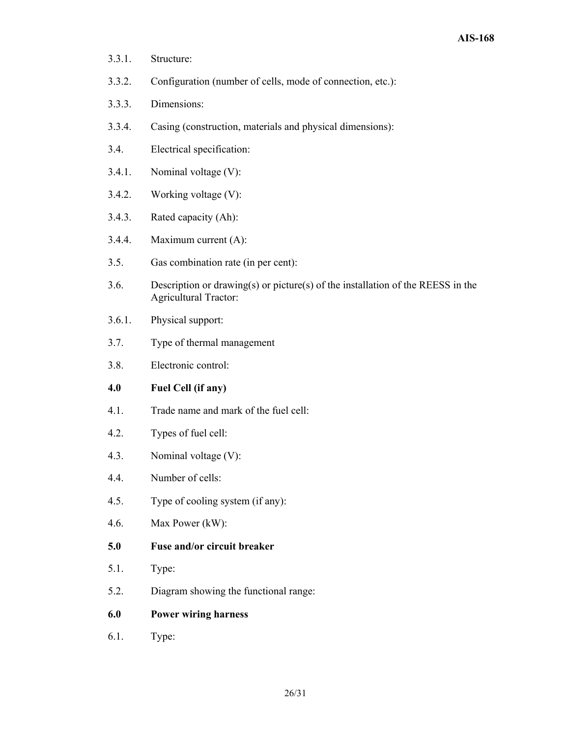3.3.1. Structure:

3.3.2. Configuration (number of cells, mode of connection, etc.):

3.3.3. Dimensions:

3.3.4. Casing (construction, materials and physical dimensions):

3.4. Electrical specification:

3.4.1. Nominal voltage (V):

3.4.2. Working voltage (V):

3.4.3. Rated capacity (Ah):

3.4.4. Maximum current (A):

3.5. Gas combination rate (in per cent):

3.6. Description or drawing(s) or picture(s) of the installation of the REESS in the Agricultural Tractor:

3.6.1. Physical support:

3.7. Type of thermal management

3.8. Electronic control:

**4.0 Fuel Cell (if any)**

4.1. Trade name and mark of the fuel cell:

4.2. Types of fuel cell:

4.3. Nominal voltage (V):

4.4. Number of cells:

4.5. Type of cooling system (if any):

4.6. Max Power (kW):

**5.0 Fuse and/or circuit breaker**

5.1. Type:

5.2. Diagram showing the functional range:

**6.0 Power wiring harness**

6.1. Type: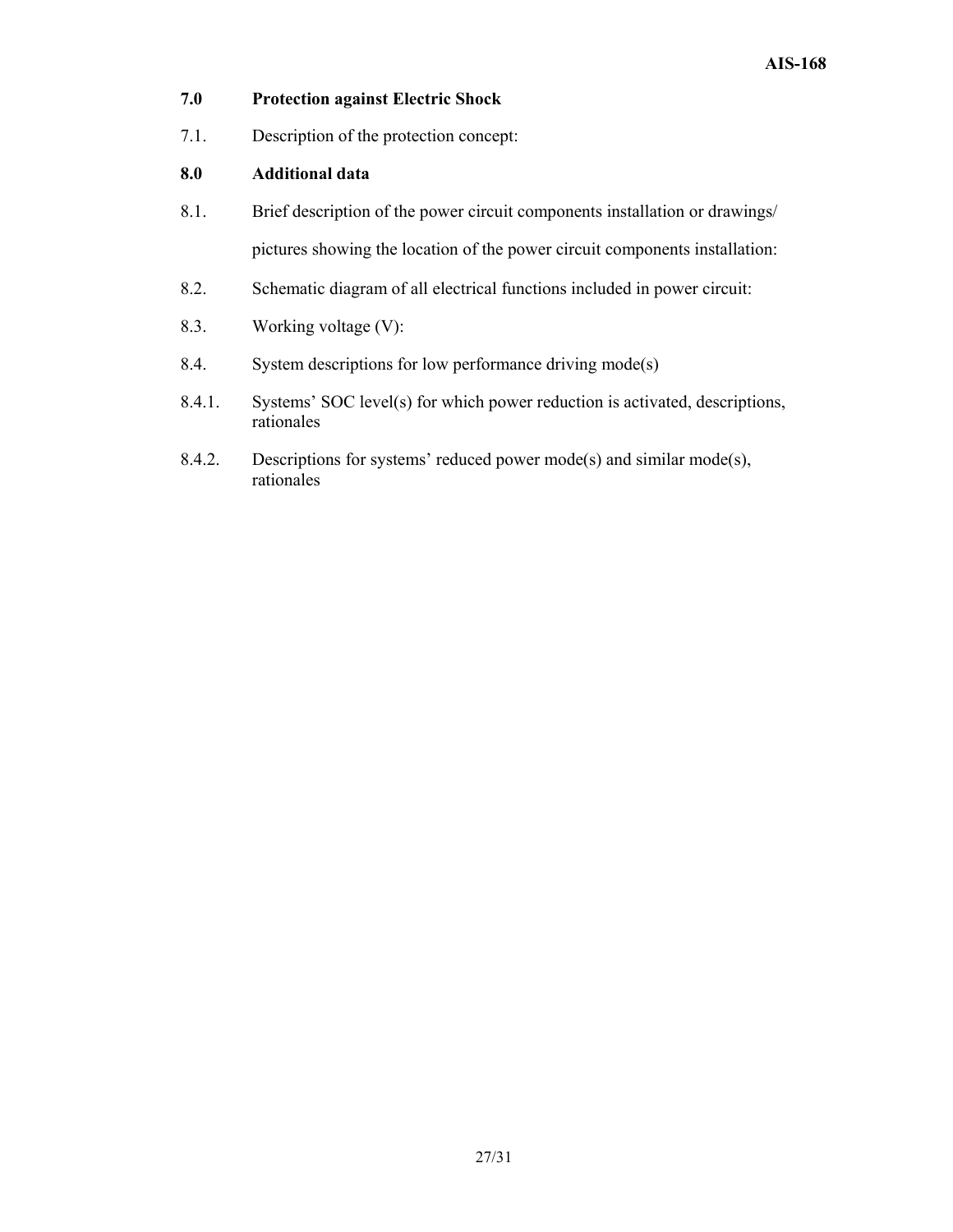**7.0 Protection against Electric Shock**

7.1. Description of the protection concept:

**8.0 Additional data**

8.1. Brief description of the power circuit components installation or drawings/ pictures showing the location of the power circuit components installation:

8.2. Schematic diagram of all electrical functions included in power circuit:

8.3. Working voltage (V):

8.4. System descriptions for low performance driving mode(s)

8.4.1. Systems' SOC level(s) for which power reduction is activated, descriptions, rationales

8.4.2. Descriptions for systems' reduced power mode(s) and similar mode(s), rationales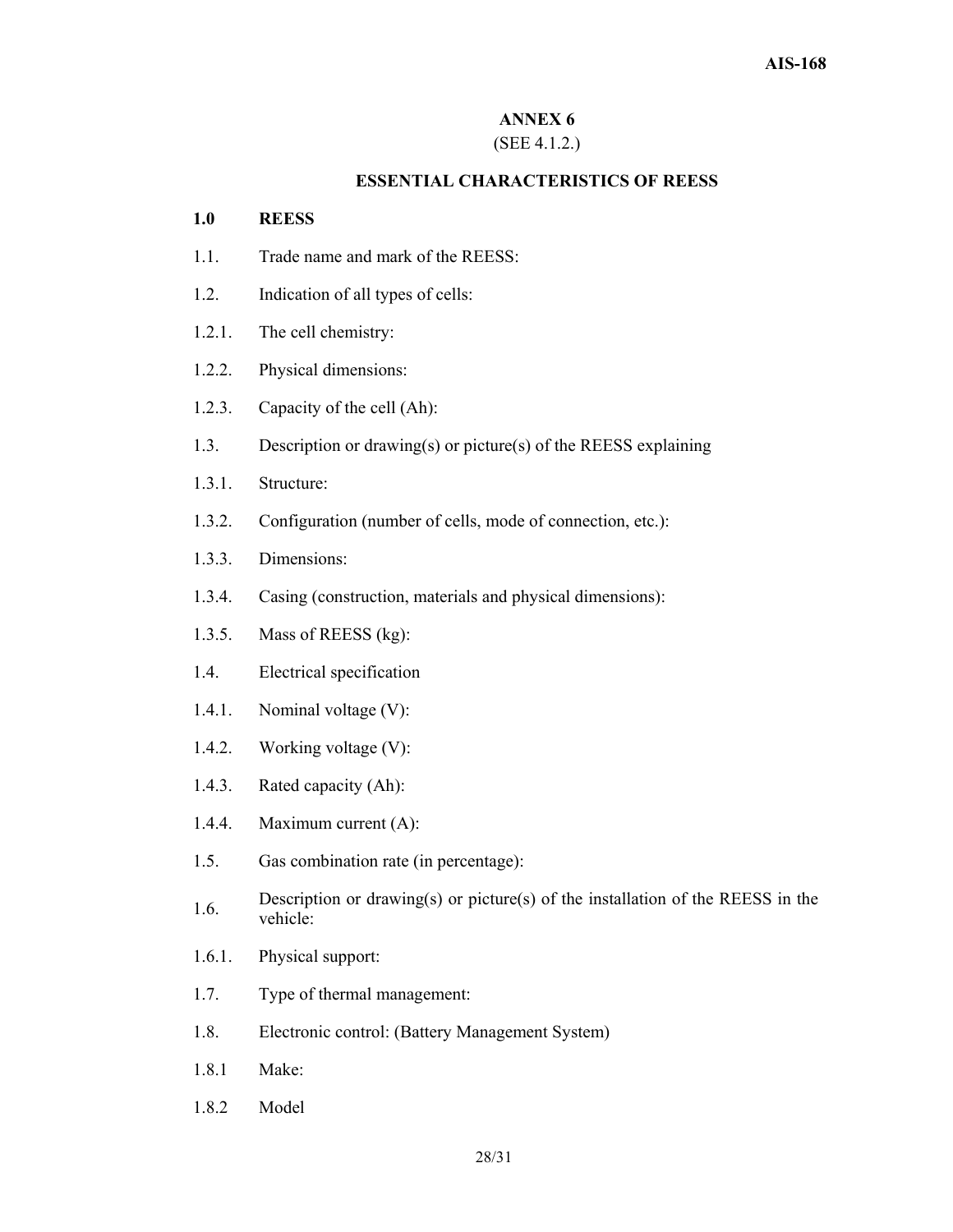# ANNEX 6

(SEE 4.1.2.)

## ESSENTIAL CHARACTERISTICS OF REESS

**1.0 REESS**

1.1. Trade name and mark of the REESS:

1.2. Indication of all types of cells:

1.2.1. The cell chemistry:

1.2.2. Physical dimensions:

1.2.3. Capacity of the cell (Ah):

1.3. Description or drawing(s) or picture(s) of the REESS explaining

1.3.1. Structure:

1.3.2. Configuration (number of cells, mode of connection, etc.):

1.3.3. Dimensions:

1.3.4. Casing (construction, materials and physical dimensions):

1.3.5. Mass of REESS (kg):

1.4. Electrical specification

1.4.1. Nominal voltage (V):

1.4.2. Working voltage (V):

1.4.3. Rated capacity (Ah):

1.4.4. Maximum current (A):

1.5. Gas combination rate (in percentage):

1.6. Description or drawing(s) or picture(s) of the installation of the REESS in the vehicle:

1.6.1. Physical support:

1.7. Type of thermal management:

1.8. Electronic control: (Battery Management System)

1.8.1 Make:

1.8.2 Model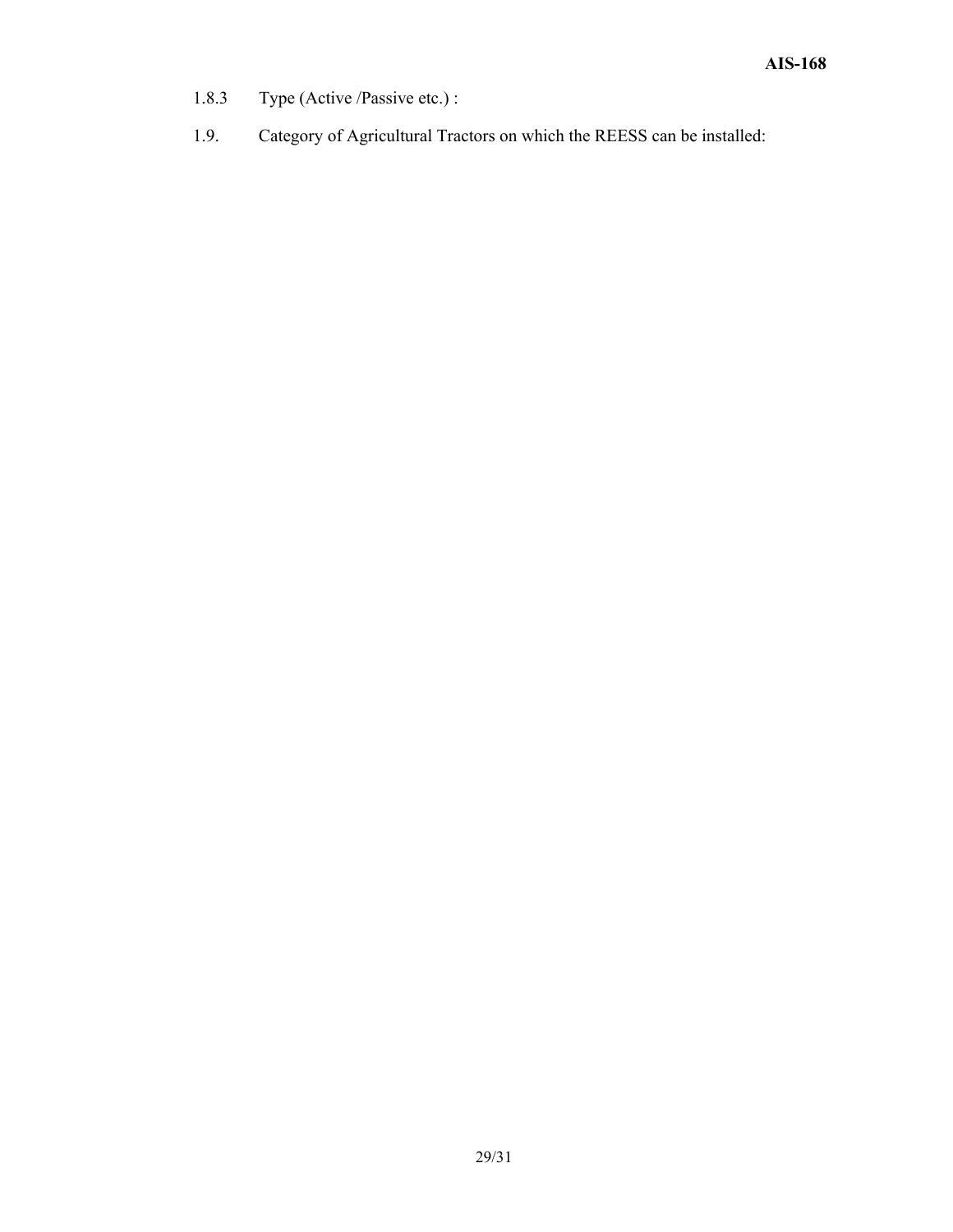1.8.3 Type (Active /Passive etc.) :

1.9. Category of Agricultural Tractors on which the REESS can be installed: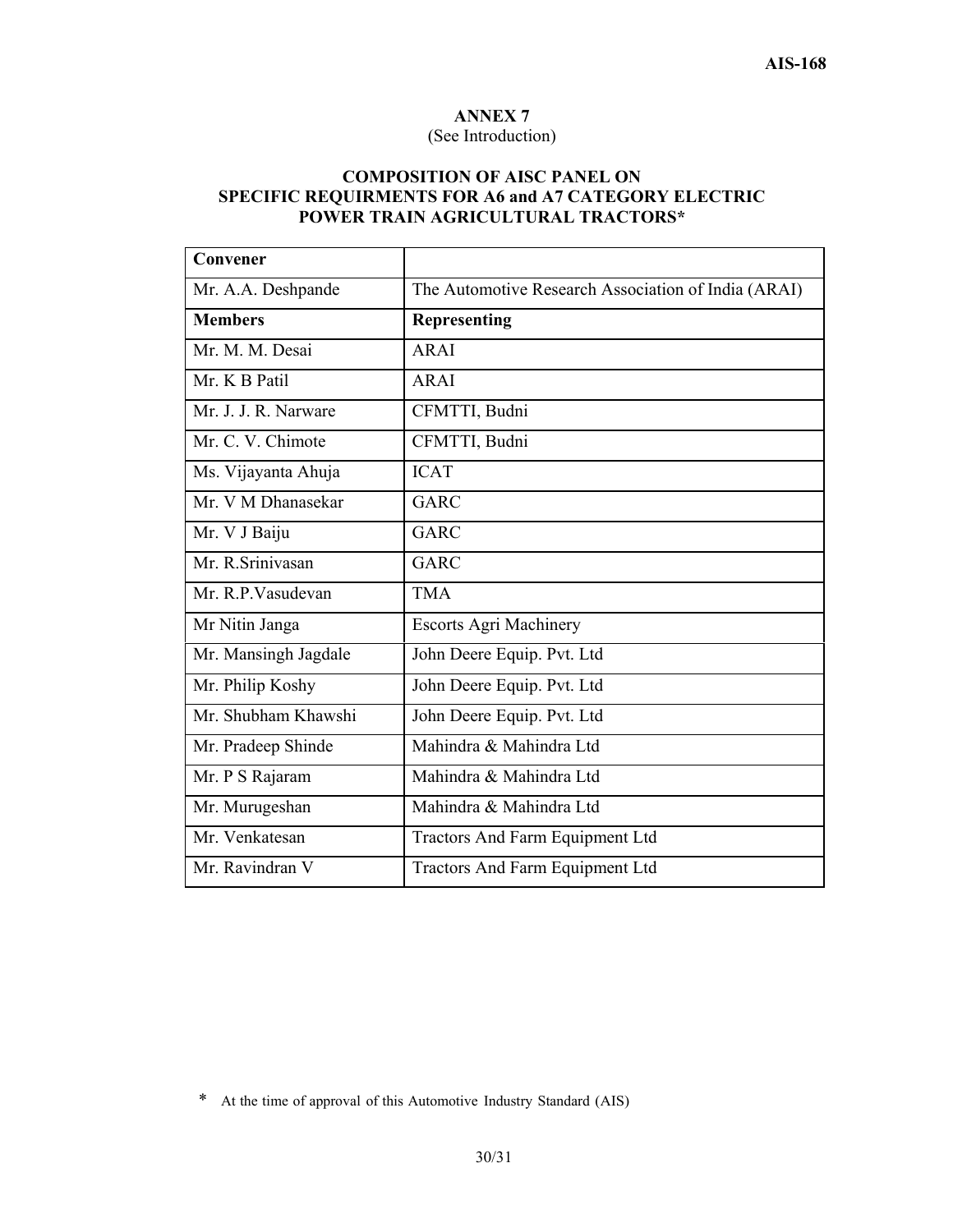## ANNEX 7

(See Introduction)

### COMPOSITION OF AISC PANEL ON SPECIFIC REQUIRMENTS FOR A6 and A7 CATEGORY ELECTRIC POWER TRAIN AGRICULTURAL TRACTORS*

| **Convener** | |
|---|---|
| Mr. A.A. Deshpande | The Automotive Research Association of India (ARAI) |
| **Members** | **Representing** |
| Mr. M. M. Desai | ARAI |
| Mr. K B Patil | ARAI |
| Mr. J. J. R. Narware | CFMTTI, Budni |
| Mr. C. V. Chimote | CFMTTI, Budni |
| Ms. Vijayanta Ahuja | ICAT |
| Mr. V M Dhanasekar | GARC |
| Mr. V J Baiju | GARC |
| Mr. R.Srinivasan | GARC |
| Mr. R.P.Vasudevan | TMA |
| Mr Nitin Janga | Escorts Agri Machinery |
| Mr. Mansingh Jagdale | John Deere Equip. Pvt. Ltd |
| Mr. Philip Koshy | John Deere Equip. Pvt. Ltd |
| Mr. Shubham Khawshi | John Deere Equip. Pvt. Ltd |
| Mr. Pradeep Shinde | Mahindra & Mahindra Ltd |
| Mr. P S Rajaram | Mahindra & Mahindra Ltd |
| Mr. Murugeshan | Mahindra & Mahindra Ltd |
| Mr. Venkatesan | Tractors And Farm Equipment Ltd |
| Mr. Ravindran V | Tractors And Farm Equipment Ltd |

\* At the time of approval of this Automotive Industry Standard (AIS)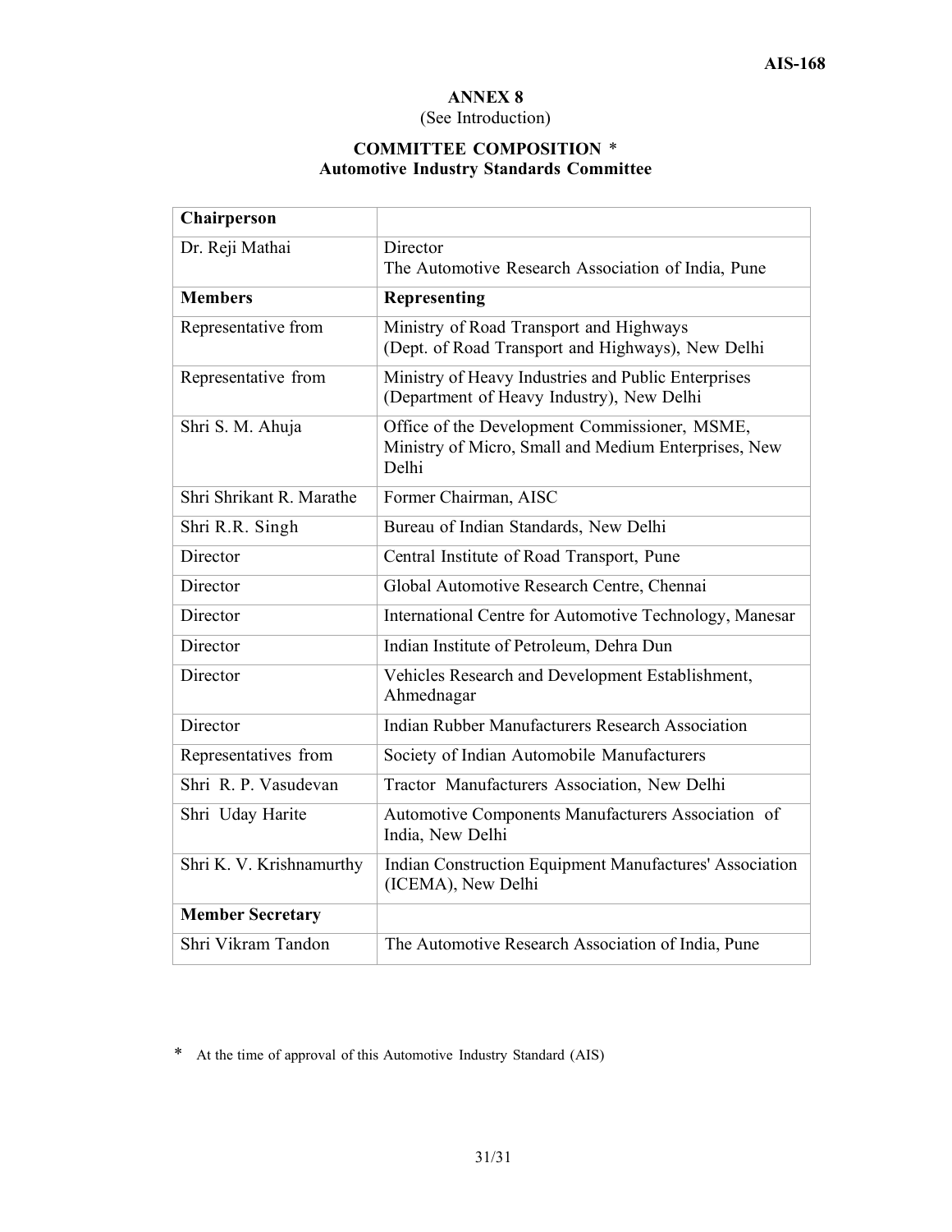## ANNEX 8

(See Introduction)

### COMMITTEE COMPOSITION *
### Automotive Industry Standards Committee

| | |
|---|---|
| **Chairperson** | |
| Dr. Reji Mathai | Director<br>The Automotive Research Association of India, Pune |
| **Members** | **Representing** |
| Representative from | Ministry of Road Transport and Highways<br>(Dept. of Road Transport and Highways), New Delhi |
| Representative from | Ministry of Heavy Industries and Public Enterprises<br>(Department of Heavy Industry), New Delhi |
| Shri S. M. Ahuja | Office of the Development Commissioner, MSME, Ministry of Micro, Small and Medium Enterprises, New Delhi |
| Shri Shrikant R. Marathe | Former Chairman, AISC |
| Shri R.R. Singh | Bureau of Indian Standards, New Delhi |
| Director | Central Institute of Road Transport, Pune |
| Director | Global Automotive Research Centre, Chennai |
| Director | International Centre for Automotive Technology, Manesar |
| Director | Indian Institute of Petroleum, Dehra Dun |
| Director | Vehicles Research and Development Establishment, Ahmednagar |
| Director | Indian Rubber Manufacturers Research Association |
| Representatives from | Society of Indian Automobile Manufacturers |
| Shri R. P. Vasudevan | Tractor Manufacturers Association, New Delhi |
| Shri Uday Harite | Automotive Components Manufacturers Association of India, New Delhi |
| Shri K. V. Krishnamurthy | Indian Construction Equipment Manufactures' Association (ICEMA), New Delhi |
| **Member Secretary** | |
| Shri Vikram Tandon | The Automotive Research Association of India, Pune |

\* At the time of approval of this Automotive Industry Standard (AIS)